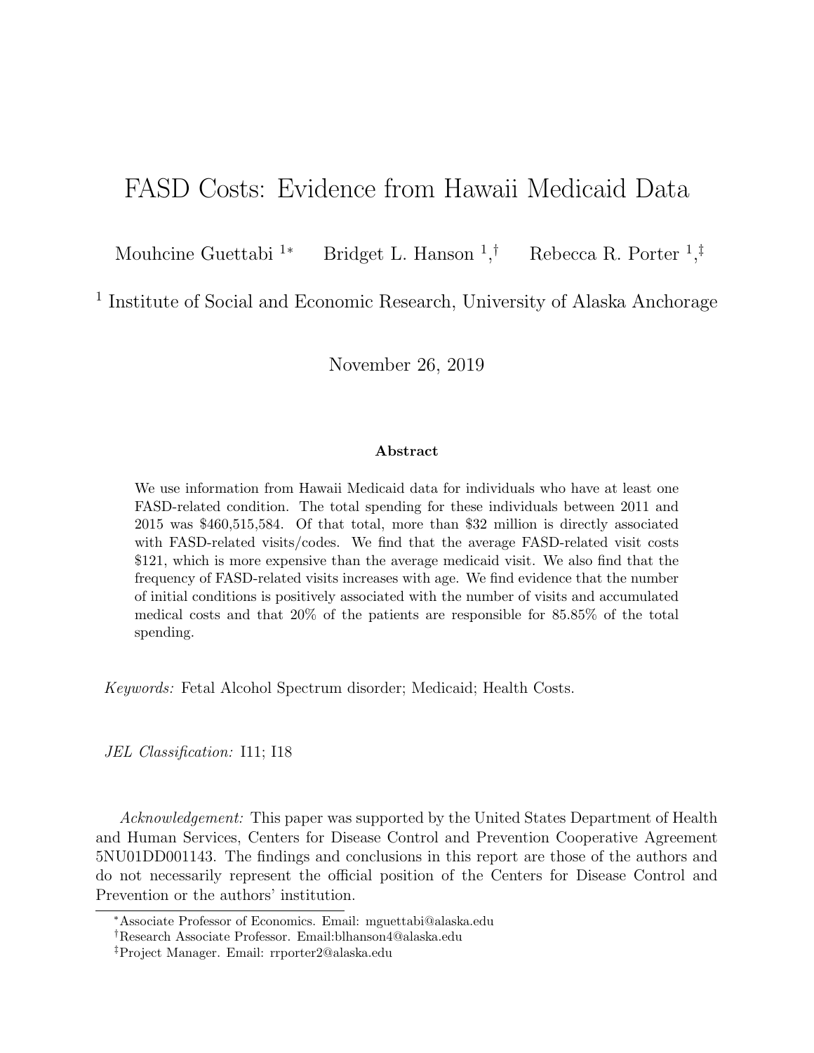# FASD Costs: Evidence from Hawaii Medicaid Data

Mouhcine Guettabi [1*] Bridget L. Hanson [1,†] Rebecca R. Porter [1,‡]

[1] Institute of Social and Economic Research, University of Alaska Anchorage

November 26, 2019

**Abstract**

We use information from Hawaii Medicaid data for individuals who have at least one FASD-related condition. The total spending for these individuals between 2011 and 2015 was $460,515,584. Of that total, more than $32 million is directly associated with FASD-related visits/codes. We find that the average FASD-related visit costs $121, which is more expensive than the average medicaid visit. We also find that the frequency of FASD-related visits increases with age. We find evidence that the number of initial conditions is positively associated with the number of visits and accumulated medical costs and that 20% of the patients are responsible for 85.85% of the total spending.

*Keywords:* Fetal Alcohol Spectrum disorder; Medicaid; Health Costs.

*JEL Classification:* I11; I18

*Acknowledgement:* This paper was supported by the United States Department of Health and Human Services, Centers for Disease Control and Prevention Cooperative Agreement 5NU01DD001143. The findings and conclusions in this report are those of the authors and do not necessarily represent the official position of the Centers for Disease Control and Prevention or the authors' institution.

---

[*] Associate Professor of Economics. Email: mguettabi@alaska.edu

[†] Research Associate Professor. Email:blhanson4@alaska.edu

[‡] Project Manager. Email: rrporter2@alaska.edu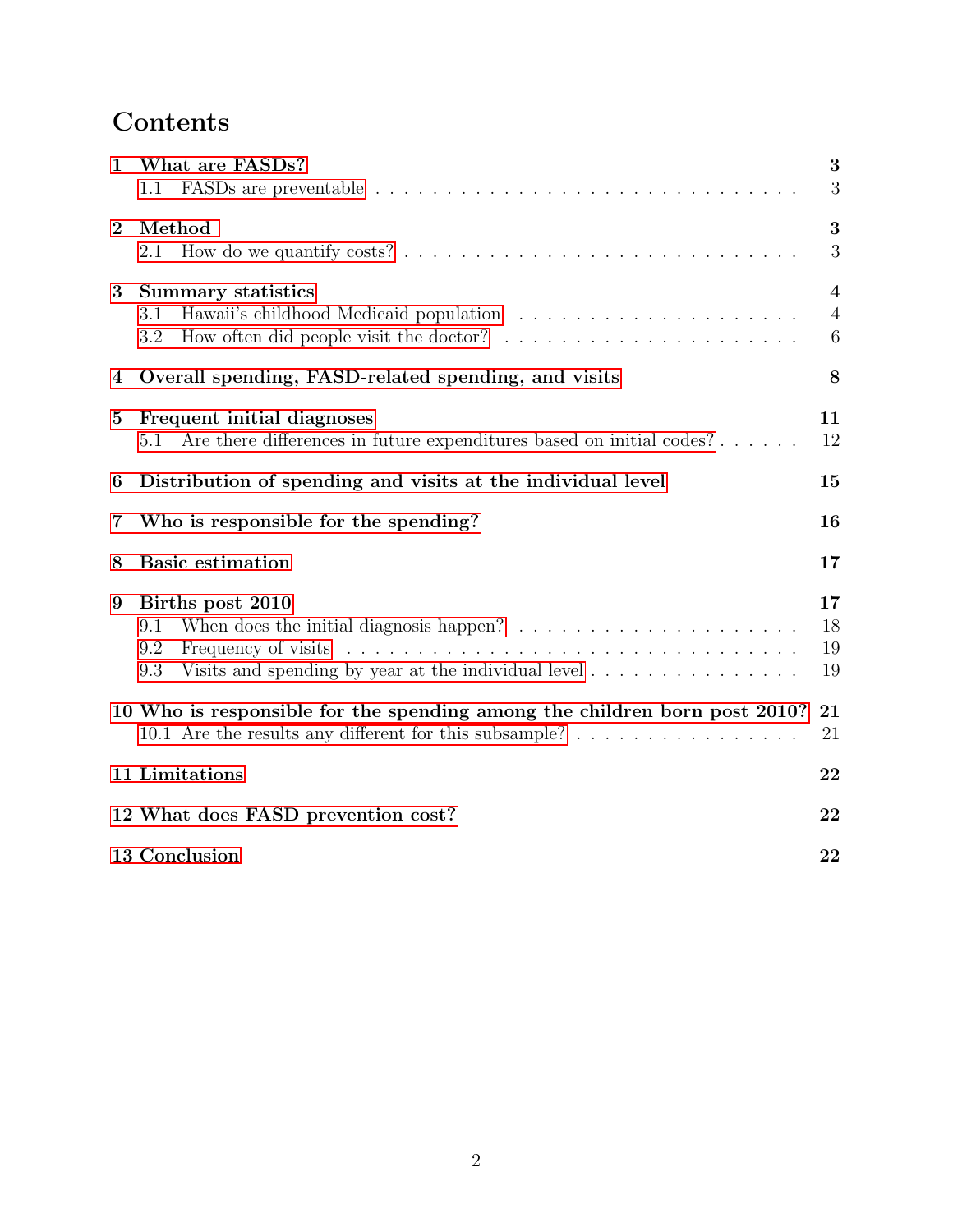# Contents

- **1 What are FASDs?** — 3
  - 1.1 FASDs are preventable — 3
- **2 Method** — 3
  - 2.1 How do we quantify costs? — 3
- **3 Summary statistics** — 4
  - 3.1 Hawaii's childhood Medicaid population — 4
  - 3.2 How often did people visit the doctor? — 6
- **4 Overall spending, FASD-related spending, and visits** — 8
- **5 Frequent initial diagnoses** — 11
  - 5.1 Are there differences in future expenditures based on initial codes? — 12
- **6 Distribution of spending and visits at the individual level** — 15
- **7 Who is responsible for the spending?** — 16
- **8 Basic estimation** — 17
- **9 Births post 2010** — 17
  - 9.1 When does the initial diagnosis happen? — 18
  - 9.2 Frequency of visits — 19
  - 9.3 Visits and spending by year at the individual level — 19
- **10 Who is responsible for the spending among the children born post 2010?** — 21
  - 10.1 Are the results any different for this subsample? — 21
- **11 Limitations** — 22
- **12 What does FASD prevention cost?** — 22
- **13 Conclusion** — 22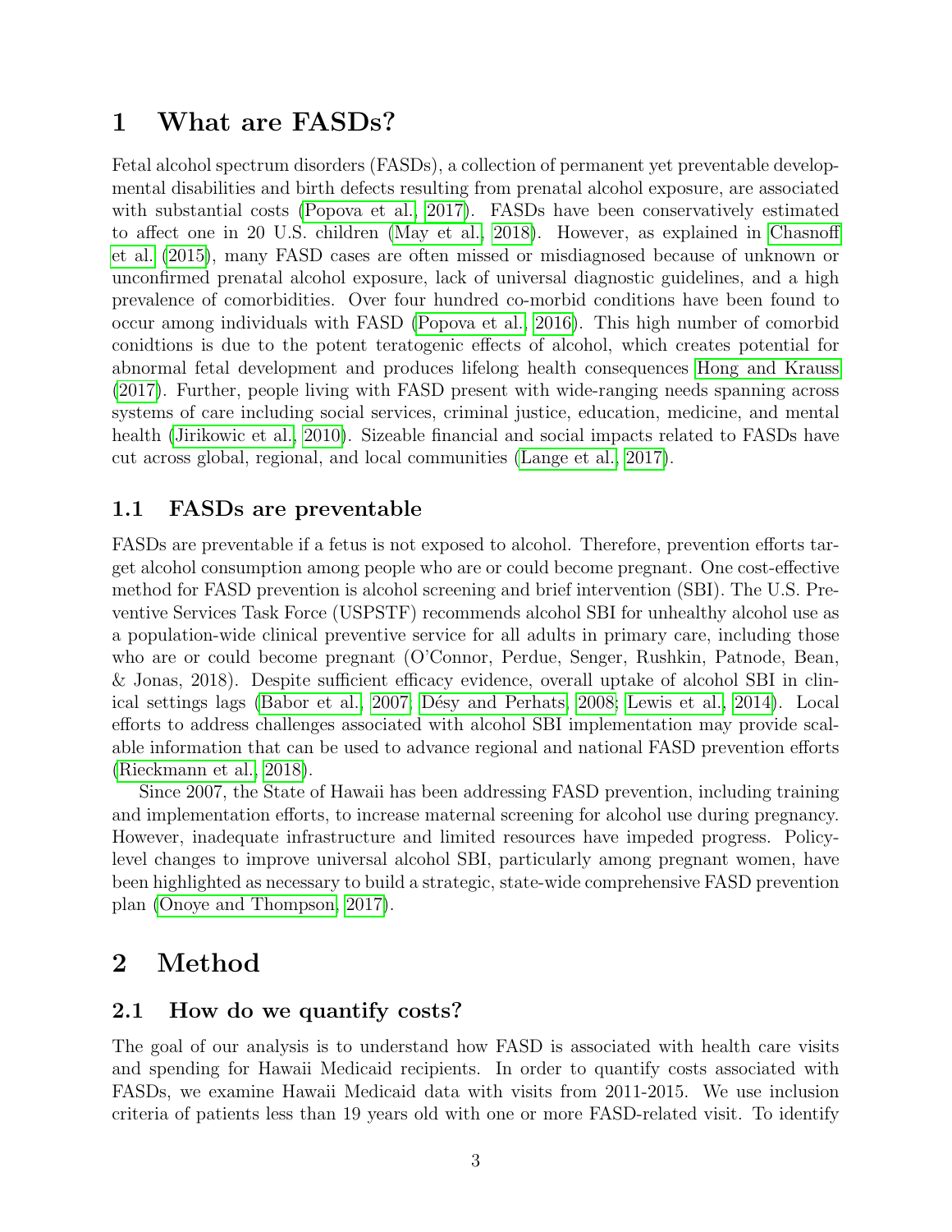# 1 What are FASDs?

Fetal alcohol spectrum disorders (FASDs), a collection of permanent yet preventable developmental disabilities and birth defects resulting from prenatal alcohol exposure, are associated with substantial costs (Popova et al., 2017). FASDs have been conservatively estimated to affect one in 20 U.S. children (May et al., 2018). However, as explained in Chasnoff et al. (2015), many FASD cases are often missed or misdiagnosed because of unknown or unconfirmed prenatal alcohol exposure, lack of universal diagnostic guidelines, and a high prevalence of comorbidities. Over four hundred co-morbid conditions have been found to occur among individuals with FASD (Popova et al., 2016). This high number of comorbid conidtions is due to the potent teratogenic effects of alcohol, which creates potential for abnormal fetal development and produces lifelong health consequences Hong and Krauss (2017). Further, people living with FASD present with wide-ranging needs spanning across systems of care including social services, criminal justice, education, medicine, and mental health (Jirikowic et al., 2010). Sizeable financial and social impacts related to FASDs have cut across global, regional, and local communities (Lange et al., 2017).

## 1.1 FASDs are preventable

FASDs are preventable if a fetus is not exposed to alcohol. Therefore, prevention efforts target alcohol consumption among people who are or could become pregnant. One cost-effective method for FASD prevention is alcohol screening and brief intervention (SBI). The U.S. Preventive Services Task Force (USPSTF) recommends alcohol SBI for unhealthy alcohol use as a population-wide clinical preventive service for all adults in primary care, including those who are or could become pregnant (O'Connor, Perdue, Senger, Rushkin, Patnode, Bean, & Jonas, 2018). Despite sufficient efficacy evidence, overall uptake of alcohol SBI in clinical settings lags (Babor et al., 2007; Désy and Perhats, 2008; Lewis et al., 2014). Local efforts to address challenges associated with alcohol SBI implementation may provide scalable information that can be used to advance regional and national FASD prevention efforts (Rieckmann et al., 2018).

Since 2007, the State of Hawaii has been addressing FASD prevention, including training and implementation efforts, to increase maternal screening for alcohol use during pregnancy. However, inadequate infrastructure and limited resources have impeded progress. Policy-level changes to improve universal alcohol SBI, particularly among pregnant women, have been highlighted as necessary to build a strategic, state-wide comprehensive FASD prevention plan (Onoye and Thompson, 2017).

# 2 Method

## 2.1 How do we quantify costs?

The goal of our analysis is to understand how FASD is associated with health care visits and spending for Hawaii Medicaid recipients. In order to quantify costs associated with FASDs, we examine Hawaii Medicaid data with visits from 2011-2015. We use inclusion criteria of patients less than 19 years old with one or more FASD-related visit. To identify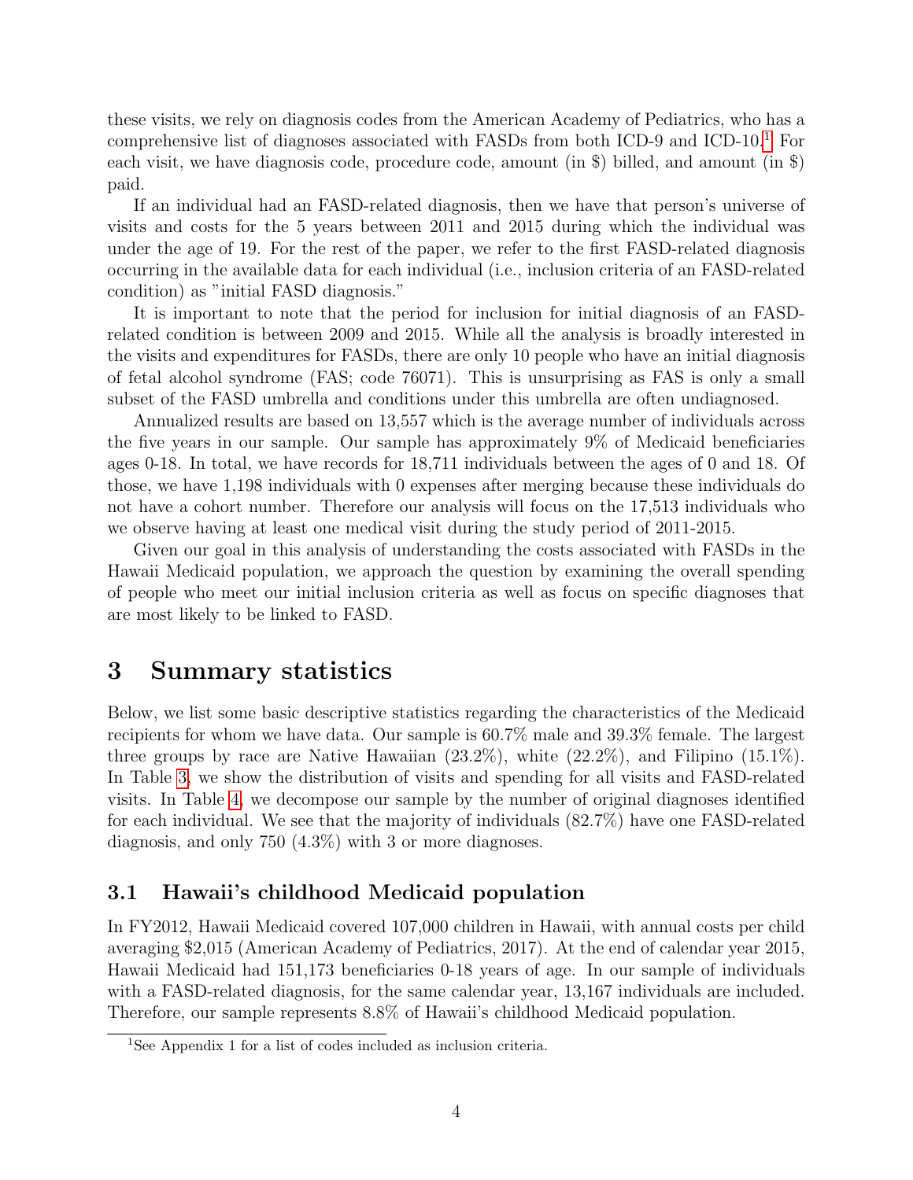these visits, we rely on diagnosis codes from the American Academy of Pediatrics, who has a comprehensive list of diagnoses associated with FASDs from both ICD-9 and ICD-10.[1] For each visit, we have diagnosis code, procedure code, amount (in $) billed, and amount (in $) paid.

If an individual had an FASD-related diagnosis, then we have that person's universe of visits and costs for the 5 years between 2011 and 2015 during which the individual was under the age of 19. For the rest of the paper, we refer to the first FASD-related diagnosis occurring in the available data for each individual (i.e., inclusion criteria of an FASD-related condition) as "initial FASD diagnosis."

It is important to note that the period for inclusion for initial diagnosis of an FASD-related condition is between 2009 and 2015. While all the analysis is broadly interested in the visits and expenditures for FASDs, there are only 10 people who have an initial diagnosis of fetal alcohol syndrome (FAS; code 76071). This is unsurprising as FAS is only a small subset of the FASD umbrella and conditions under this umbrella are often undiagnosed.

Annualized results are based on 13,557 which is the average number of individuals across the five years in our sample. Our sample has approximately 9% of Medicaid beneficiaries ages 0-18. In total, we have records for 18,711 individuals between the ages of 0 and 18. Of those, we have 1,198 individuals with 0 expenses after merging because these individuals do not have a cohort number. Therefore our analysis will focus on the 17,513 individuals who we observe having at least one medical visit during the study period of 2011-2015.

Given our goal in this analysis of understanding the costs associated with FASDs in the Hawaii Medicaid population, we approach the question by examining the overall spending of people who meet our initial inclusion criteria as well as focus on specific diagnoses that are most likely to be linked to FASD.

# 3 Summary statistics

Below, we list some basic descriptive statistics regarding the characteristics of the Medicaid recipients for whom we have data. Our sample is 60.7% male and 39.3% female. The largest three groups by race are Native Hawaiian (23.2%), white (22.2%), and Filipino (15.1%). In Table 3, we show the distribution of visits and spending for all visits and FASD-related visits. In Table 4, we decompose our sample by the number of original diagnoses identified for each individual. We see that the majority of individuals (82.7%) have one FASD-related diagnosis, and only 750 (4.3%) with 3 or more diagnoses.

## 3.1 Hawaii's childhood Medicaid population

In FY2012, Hawaii Medicaid covered 107,000 children in Hawaii, with annual costs per child averaging $2,015 (American Academy of Pediatrics, 2017). At the end of calendar year 2015, Hawaii Medicaid had 151,173 beneficiaries 0-18 years of age. In our sample of individuals with a FASD-related diagnosis, for the same calendar year, 13,167 individuals are included. Therefore, our sample represents 8.8% of Hawaii's childhood Medicaid population.

[1] See Appendix 1 for a list of codes included as inclusion criteria.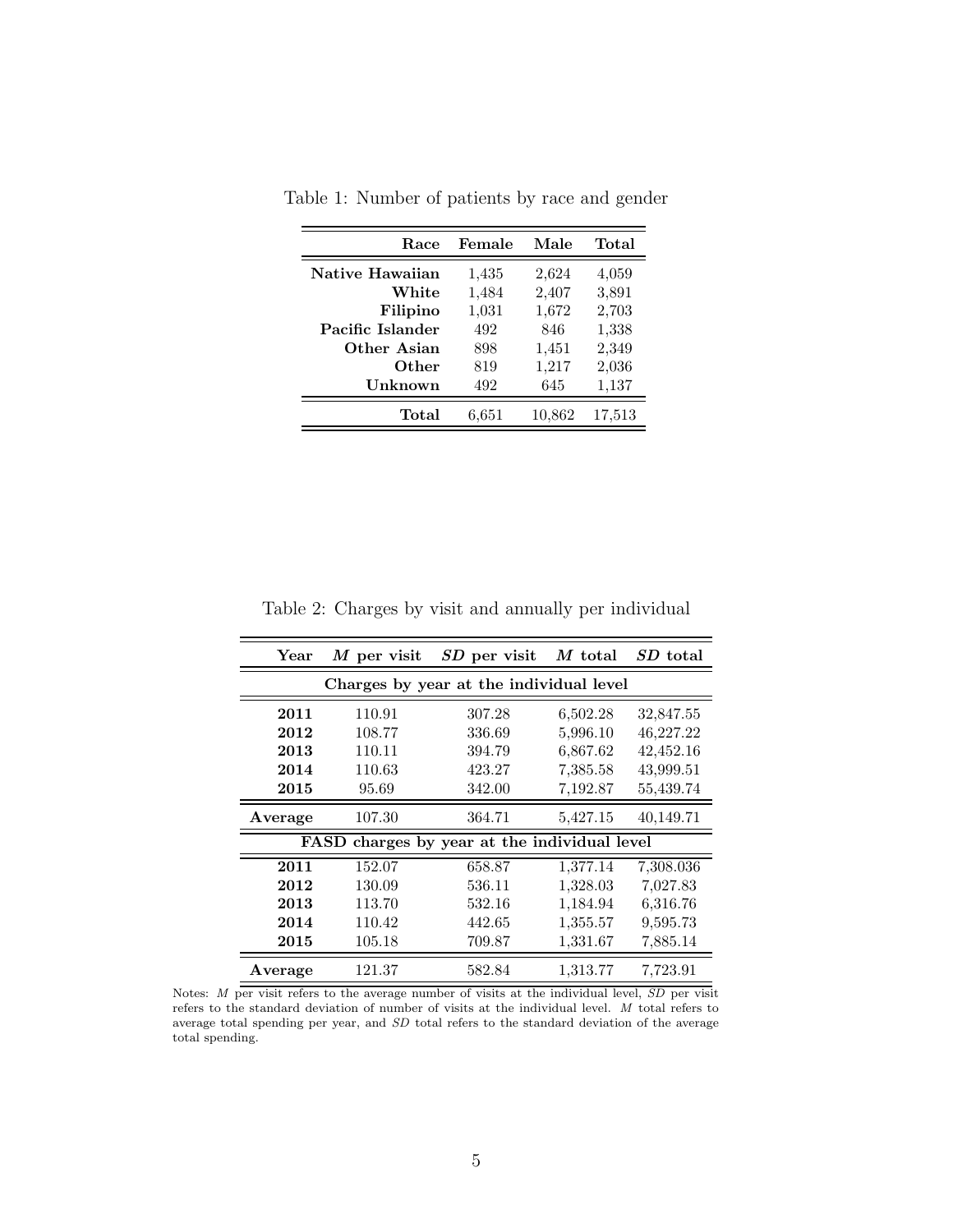Table 1: Number of patients by race and gender

| Race | Female | Male | Total |
|---|---|---|---|
| **Native Hawaiian** | 1,435 | 2,624 | 4,059 |
| **White** | 1,484 | 2,407 | 3,891 |
| **Filipino** | 1,031 | 1,672 | 2,703 |
| **Pacific Islander** | 492 | 846 | 1,338 |
| **Other Asian** | 898 | 1,451 | 2,349 |
| **Other** | 819 | 1,217 | 2,036 |
| **Unknown** | 492 | 645 | 1,137 |
| **Total** | 6,651 | 10,862 | 17,513 |

Table 2: Charges by visit and annually per individual

| Year | *M* per visit | *SD* per visit | *M* total | *SD* total |
|---|---|---|---|---|
| **Charges by year at the individual level** | | | | |
| **2011** | 110.91 | 307.28 | 6,502.28 | 32,847.55 |
| **2012** | 108.77 | 336.69 | 5,996.10 | 46,227.22 |
| **2013** | 110.11 | 394.79 | 6,867.62 | 42,452.16 |
| **2014** | 110.63 | 423.27 | 7,385.58 | 43,999.51 |
| **2015** | 95.69 | 342.00 | 7,192.87 | 55,439.74 |
| **Average** | 107.30 | 364.71 | 5,427.15 | 40,149.71 |
| **FASD charges by year at the individual level** | | | | |
| **2011** | 152.07 | 658.87 | 1,377.14 | 7,308.036 |
| **2012** | 130.09 | 536.11 | 1,328.03 | 7,027.83 |
| **2013** | 113.70 | 532.16 | 1,184.94 | 6,316.76 |
| **2014** | 110.42 | 442.65 | 1,355.57 | 9,595.73 |
| **2015** | 105.18 | 709.87 | 1,331.67 | 7,885.14 |
| **Average** | 121.37 | 582.84 | 1,313.77 | 7,723.91 |

Notes: *M* per visit refers to the average number of visits at the individual level, *SD* per visit refers to the standard deviation of number of visits at the individual level. *M* total refers to average total spending per year, and *SD* total refers to the standard deviation of the average total spending.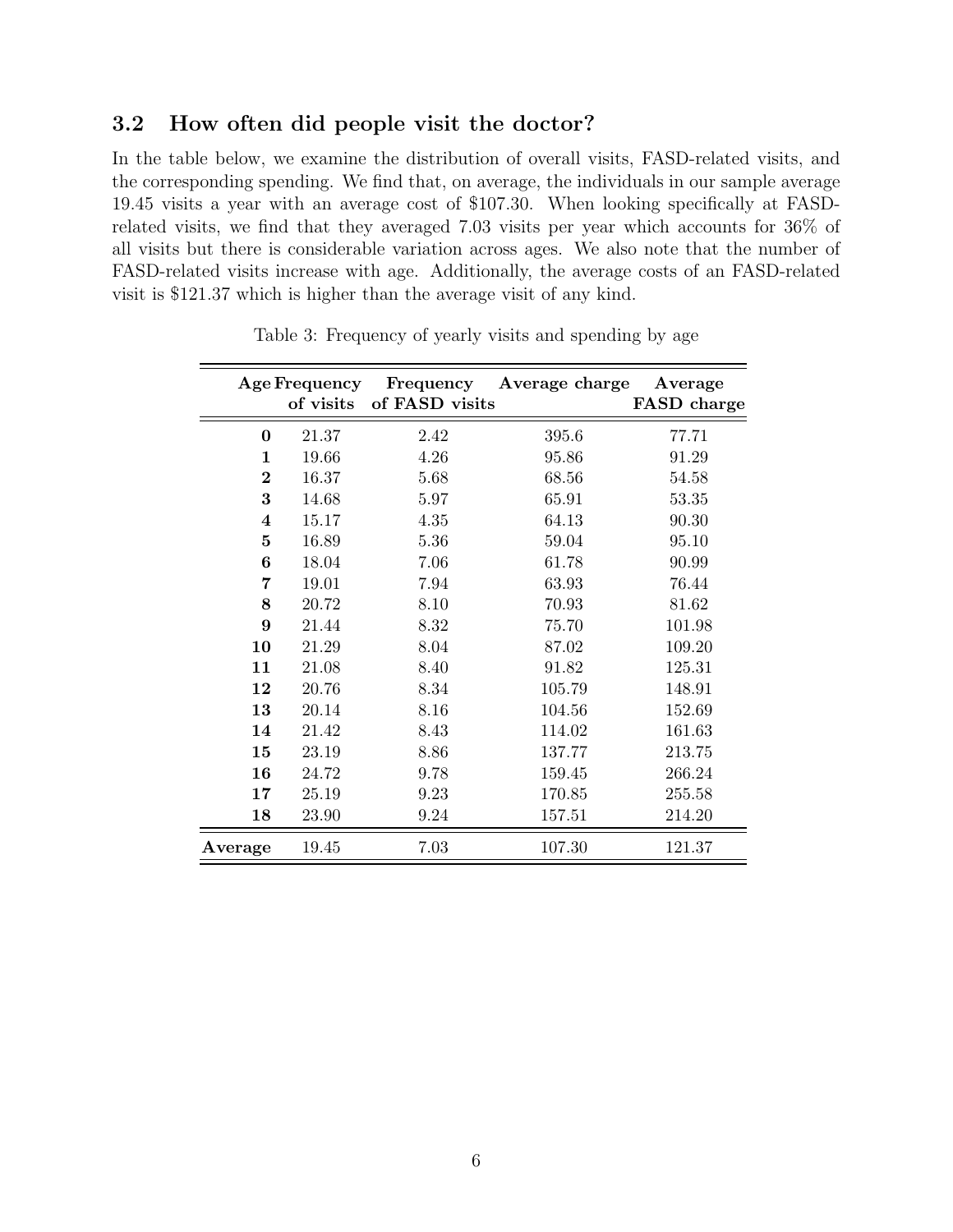### 3.2 How often did people visit the doctor?

In the table below, we examine the distribution of overall visits, FASD-related visits, and the corresponding spending. We find that, on average, the individuals in our sample average 19.45 visits a year with an average cost of $107.30. When looking specifically at FASD-related visits, we find that they averaged 7.03 visits per year which accounts for 36% of all visits but there is considerable variation across ages. We also note that the number of FASD-related visits increase with age. Additionally, the average costs of an FASD-related visit is $121.37 which is higher than the average visit of any kind.

Table 3: Frequency of yearly visits and spending by age

| Age | Frequency of visits | Frequency of FASD visits | Average charge | Average FASD charge |
|---|---|---|---|---|
| **0** | 21.37 | 2.42 | 395.6 | 77.71 |
| **1** | 19.66 | 4.26 | 95.86 | 91.29 |
| **2** | 16.37 | 5.68 | 68.56 | 54.58 |
| **3** | 14.68 | 5.97 | 65.91 | 53.35 |
| **4** | 15.17 | 4.35 | 64.13 | 90.30 |
| **5** | 16.89 | 5.36 | 59.04 | 95.10 |
| **6** | 18.04 | 7.06 | 61.78 | 90.99 |
| **7** | 19.01 | 7.94 | 63.93 | 76.44 |
| **8** | 20.72 | 8.10 | 70.93 | 81.62 |
| **9** | 21.44 | 8.32 | 75.70 | 101.98 |
| **10** | 21.29 | 8.04 | 87.02 | 109.20 |
| **11** | 21.08 | 8.40 | 91.82 | 125.31 |
| **12** | 20.76 | 8.34 | 105.79 | 148.91 |
| **13** | 20.14 | 8.16 | 104.56 | 152.69 |
| **14** | 21.42 | 8.43 | 114.02 | 161.63 |
| **15** | 23.19 | 8.86 | 137.77 | 213.75 |
| **16** | 24.72 | 9.78 | 159.45 | 266.24 |
| **17** | 25.19 | 9.23 | 170.85 | 255.58 |
| **18** | 23.90 | 9.24 | 157.51 | 214.20 |
| **Average** | 19.45 | 7.03 | 107.30 | 121.37 |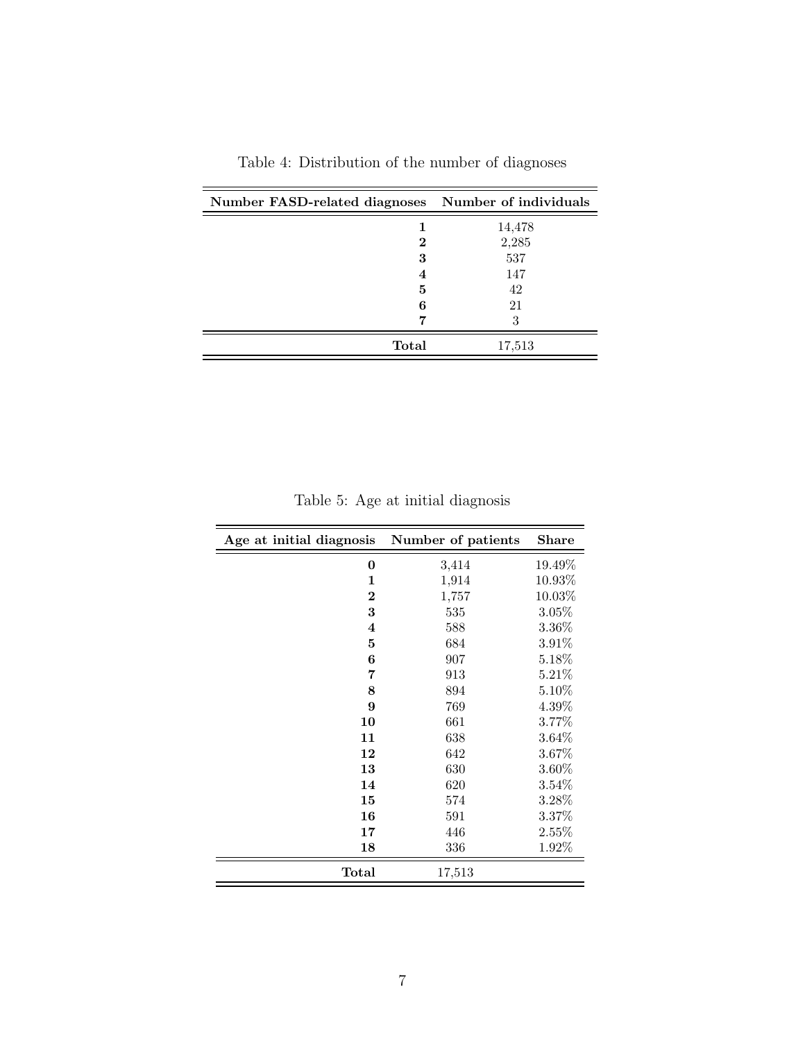Table 4: Distribution of the number of diagnoses

| Number FASD-related diagnoses | Number of individuals |
|---|---|
| **1** | 14,478 |
| **2** | 2,285 |
| **3** | 537 |
| **4** | 147 |
| **5** | 42 |
| **6** | 21 |
| **7** | 3 |
| **Total** | 17,513 |

Table 5: Age at initial diagnosis

| Age at initial diagnosis | Number of patients | Share |
|---|---|---|
| **0** | 3,414 | 19.49% |
| **1** | 1,914 | 10.93% |
| **2** | 1,757 | 10.03% |
| **3** | 535 | 3.05% |
| **4** | 588 | 3.36% |
| **5** | 684 | 3.91% |
| **6** | 907 | 5.18% |
| **7** | 913 | 5.21% |
| **8** | 894 | 5.10% |
| **9** | 769 | 4.39% |
| **10** | 661 | 3.77% |
| **11** | 638 | 3.64% |
| **12** | 642 | 3.67% |
| **13** | 630 | 3.60% |
| **14** | 620 | 3.54% |
| **15** | 574 | 3.28% |
| **16** | 591 | 3.37% |
| **17** | 446 | 2.55% |
| **18** | 336 | 1.92% |
| **Total** | 17,513 | |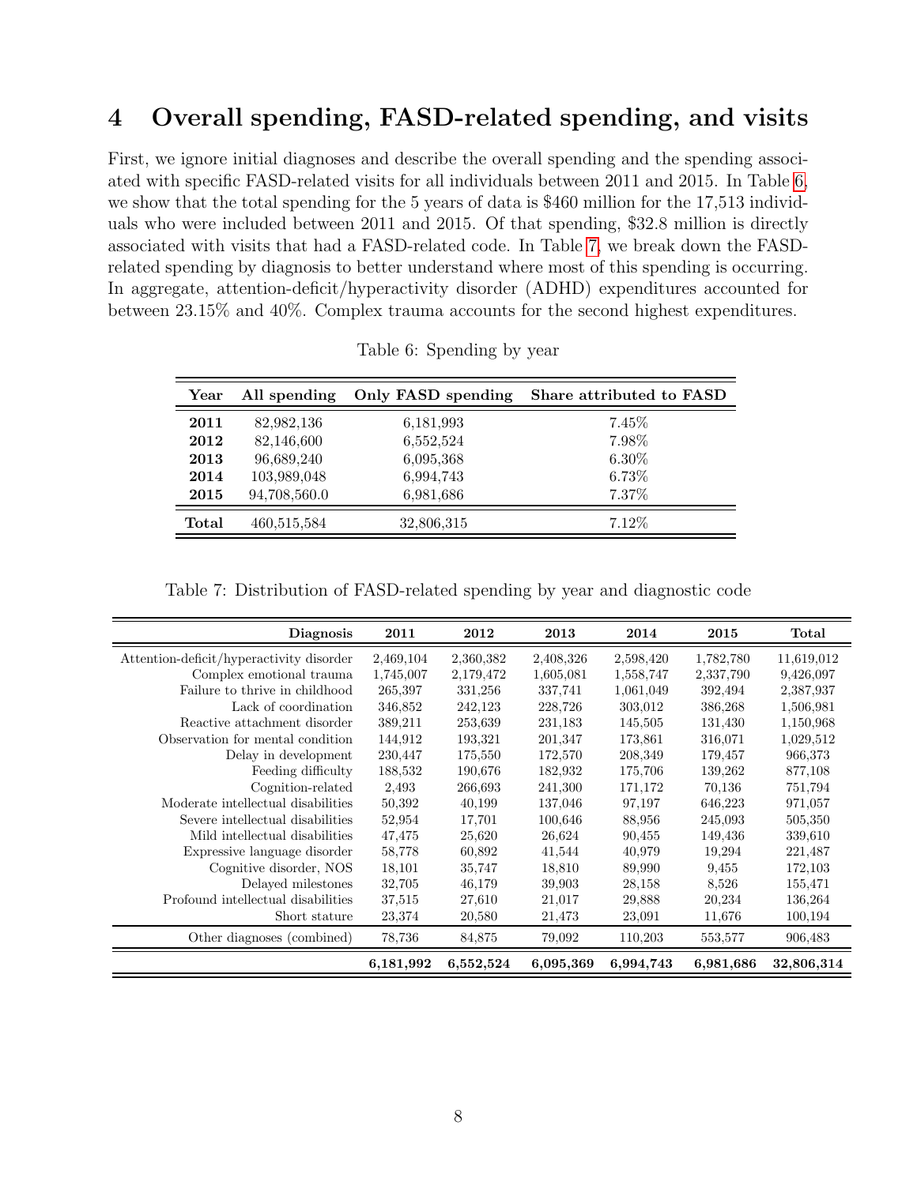# 4 Overall spending, FASD-related spending, and visits

First, we ignore initial diagnoses and describe the overall spending and the spending associated with specific FASD-related visits for all individuals between 2011 and 2015. In Table 6, we show that the total spending for the 5 years of data is $460 million for the 17,513 individuals who were included between 2011 and 2015. Of that spending, $32.8 million is directly associated with visits that had a FASD-related code. In Table 7, we break down the FASD-related spending by diagnosis to better understand where most of this spending is occurring. In aggregate, attention-deficit/hyperactivity disorder (ADHD) expenditures accounted for between 23.15% and 40%. Complex trauma accounts for the second highest expenditures.

Table 6: Spending by year

| Year | All spending | Only FASD spending | Share attributed to FASD |
|---|---|---|---|
| **2011** | 82,982,136 | 6,181,993 | 7.45% |
| **2012** | 82,146,600 | 6,552,524 | 7.98% |
| **2013** | 96,689,240 | 6,095,368 | 6.30% |
| **2014** | 103,989,048 | 6,994,743 | 6.73% |
| **2015** | 94,708,560.0 | 6,981,686 | 7.37% |
| **Total** | 460,515,584 | 32,806,315 | 7.12% |

Table 7: Distribution of FASD-related spending by year and diagnostic code

| Diagnosis | 2011 | 2012 | 2013 | 2014 | 2015 | Total |
|---|---|---|---|---|---|---|
| Attention-deficit/hyperactivity disorder | 2,469,104 | 2,360,382 | 2,408,326 | 2,598,420 | 1,782,780 | 11,619,012 |
| Complex emotional trauma | 1,745,007 | 2,179,472 | 1,605,081 | 1,558,747 | 2,337,790 | 9,426,097 |
| Failure to thrive in childhood | 265,397 | 331,256 | 337,741 | 1,061,049 | 392,494 | 2,387,937 |
| Lack of coordination | 346,852 | 242,123 | 228,726 | 303,012 | 386,268 | 1,506,981 |
| Reactive attachment disorder | 389,211 | 253,639 | 231,183 | 145,505 | 131,430 | 1,150,968 |
| Observation for mental condition | 144,912 | 193,321 | 201,347 | 173,861 | 316,071 | 1,029,512 |
| Delay in development | 230,447 | 175,550 | 172,570 | 208,349 | 179,457 | 966,373 |
| Feeding difficulty | 188,532 | 190,676 | 182,932 | 175,706 | 139,262 | 877,108 |
| Cognition-related | 2,493 | 266,693 | 241,300 | 171,172 | 70,136 | 751,794 |
| Moderate intellectual disabilities | 50,392 | 40,199 | 137,046 | 97,197 | 646,223 | 971,057 |
| Severe intellectual disabilities | 52,954 | 17,701 | 100,646 | 88,956 | 245,093 | 505,350 |
| Mild intellectual disabilities | 47,475 | 25,620 | 26,624 | 90,455 | 149,436 | 339,610 |
| Expressive language disorder | 58,778 | 60,892 | 41,544 | 40,979 | 19,294 | 221,487 |
| Cognitive disorder, NOS | 18,101 | 35,747 | 18,810 | 89,990 | 9,455 | 172,103 |
| Delayed milestones | 32,705 | 46,179 | 39,903 | 28,158 | 8,526 | 155,471 |
| Profound intellectual disabilities | 37,515 | 27,610 | 21,017 | 29,888 | 20,234 | 136,264 |
| Short stature | 23,374 | 20,580 | 21,473 | 23,091 | 11,676 | 100,194 |
| Other diagnoses (combined) | 78,736 | 84,875 | 79,092 | 110,203 | 553,577 | 906,483 |
| | **6,181,992** | **6,552,524** | **6,095,369** | **6,994,743** | **6,981,686** | **32,806,314** |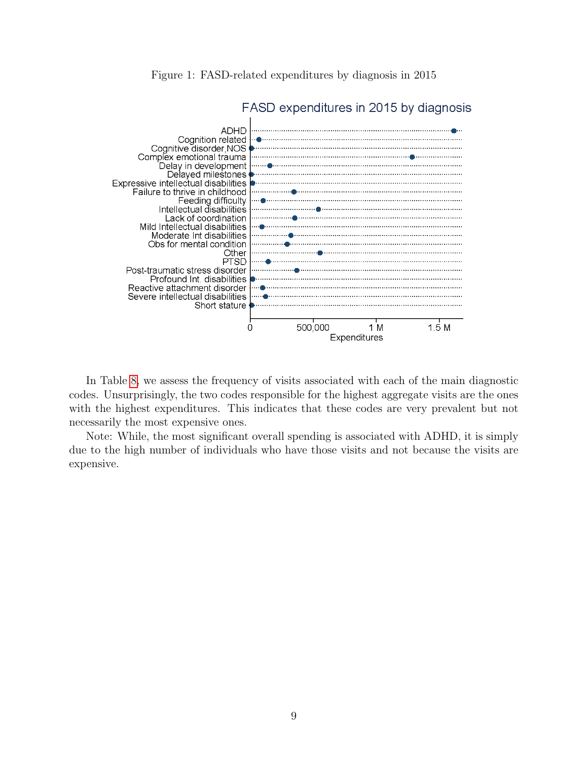Figure 1: FASD-related expenditures by diagnosis in 2015

In Table 8, we assess the frequency of visits associated with each of the main diagnostic codes. Unsurprisingly, the two codes responsible for the highest aggregate visits are the ones with the highest expenditures. This indicates that these codes are very prevalent but not necessarily the most expensive ones.

Note: While, the most significant overall spending is associated with ADHD, it is simply due to the high number of individuals who have those visits and not because the visits are expensive.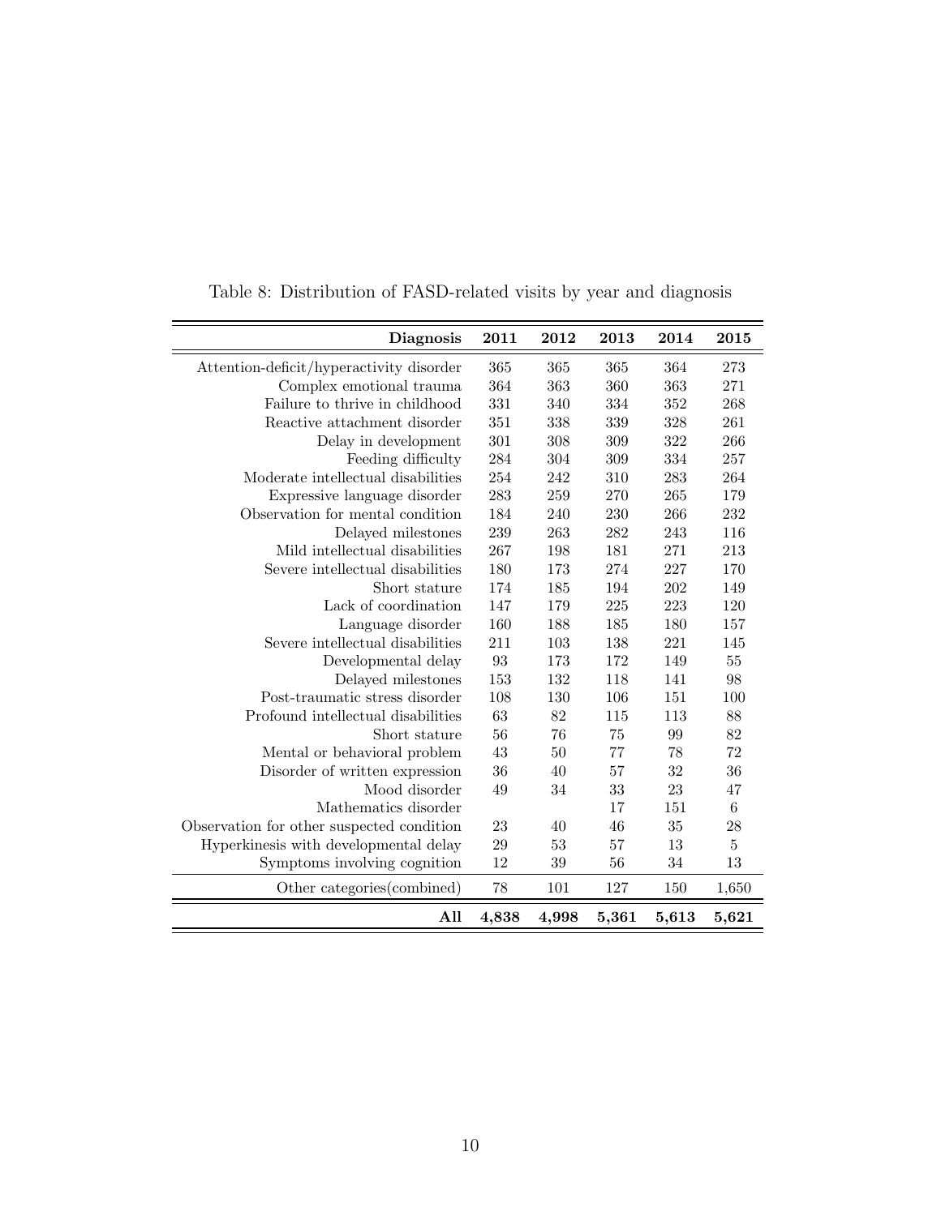Table 8: Distribution of FASD-related visits by year and diagnosis

| Diagnosis | 2011 | 2012 | 2013 | 2014 | 2015 |
|---|---|---|---|---|---|
| Attention-deficit/hyperactivity disorder | 365 | 365 | 365 | 364 | 273 |
| Complex emotional trauma | 364 | 363 | 360 | 363 | 271 |
| Failure to thrive in childhood | 331 | 340 | 334 | 352 | 268 |
| Reactive attachment disorder | 351 | 338 | 339 | 328 | 261 |
| Delay in development | 301 | 308 | 309 | 322 | 266 |
| Feeding difficulty | 284 | 304 | 309 | 334 | 257 |
| Moderate intellectual disabilities | 254 | 242 | 310 | 283 | 264 |
| Expressive language disorder | 283 | 259 | 270 | 265 | 179 |
| Observation for mental condition | 184 | 240 | 230 | 266 | 232 |
| Delayed milestones | 239 | 263 | 282 | 243 | 116 |
| Mild intellectual disabilities | 267 | 198 | 181 | 271 | 213 |
| Severe intellectual disabilities | 180 | 173 | 274 | 227 | 170 |
| Short stature | 174 | 185 | 194 | 202 | 149 |
| Lack of coordination | 147 | 179 | 225 | 223 | 120 |
| Language disorder | 160 | 188 | 185 | 180 | 157 |
| Severe intellectual disabilities | 211 | 103 | 138 | 221 | 145 |
| Developmental delay | 93 | 173 | 172 | 149 | 55 |
| Delayed milestones | 153 | 132 | 118 | 141 | 98 |
| Post-traumatic stress disorder | 108 | 130 | 106 | 151 | 100 |
| Profound intellectual disabilities | 63 | 82 | 115 | 113 | 88 |
| Short stature | 56 | 76 | 75 | 99 | 82 |
| Mental or behavioral problem | 43 | 50 | 77 | 78 | 72 |
| Disorder of written expression | 36 | 40 | 57 | 32 | 36 |
| Mood disorder | 49 | 34 | 33 | 23 | 47 |
| Mathematics disorder | | | 17 | 151 | 6 |
| Observation for other suspected condition | 23 | 40 | 46 | 35 | 28 |
| Hyperkinesis with developmental delay | 29 | 53 | 57 | 13 | 5 |
| Symptoms involving cognition | 12 | 39 | 56 | 34 | 13 |
| Other categories(combined) | 78 | 101 | 127 | 150 | 1,650 |
| **All** | **4,838** | **4,998** | **5,361** | **5,613** | **5,621** |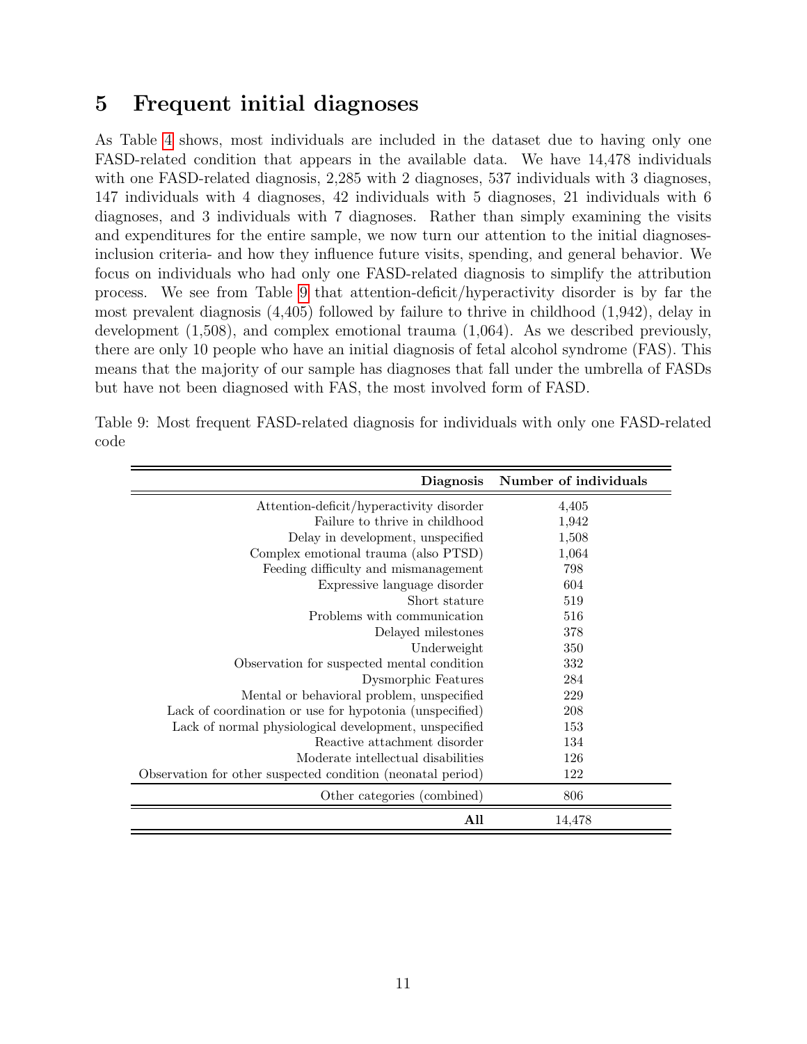## 5 Frequent initial diagnoses

As Table 4 shows, most individuals are included in the dataset due to having only one FASD-related condition that appears in the available data. We have 14,478 individuals with one FASD-related diagnosis, 2,285 with 2 diagnoses, 537 individuals with 3 diagnoses, 147 individuals with 4 diagnoses, 42 individuals with 5 diagnoses, 21 individuals with 6 diagnoses, and 3 individuals with 7 diagnoses. Rather than simply examining the visits and expenditures for the entire sample, we now turn our attention to the initial diagnoses-inclusion criteria- and how they influence future visits, spending, and general behavior. We focus on individuals who had only one FASD-related diagnosis to simplify the attribution process. We see from Table 9 that attention-deficit/hyperactivity disorder is by far the most prevalent diagnosis (4,405) followed by failure to thrive in childhood (1,942), delay in development (1,508), and complex emotional trauma (1,064). As we described previously, there are only 10 people who have an initial diagnosis of fetal alcohol syndrome (FAS). This means that the majority of our sample has diagnoses that fall under the umbrella of FASDs but have not been diagnosed with FAS, the most involved form of FASD.

Table 9: Most frequent FASD-related diagnosis for individuals with only one FASD-related code

| Diagnosis | Number of individuals |
|---:|:---:|
| Attention-deficit/hyperactivity disorder | 4,405 |
| Failure to thrive in childhood | 1,942 |
| Delay in development, unspecified | 1,508 |
| Complex emotional trauma (also PTSD) | 1,064 |
| Feeding difficulty and mismanagement | 798 |
| Expressive language disorder | 604 |
| Short stature | 519 |
| Problems with communication | 516 |
| Delayed milestones | 378 |
| Underweight | 350 |
| Observation for suspected mental condition | 332 |
| Dysmorphic Features | 284 |
| Mental or behavioral problem, unspecified | 229 |
| Lack of coordination or use for hypotonia (unspecified) | 208 |
| Lack of normal physiological development, unspecified | 153 |
| Reactive attachment disorder | 134 |
| Moderate intellectual disabilities | 126 |
| Observation for other suspected condition (neonatal period) | 122 |
| Other categories (combined) | 806 |
| **All** | 14,478 |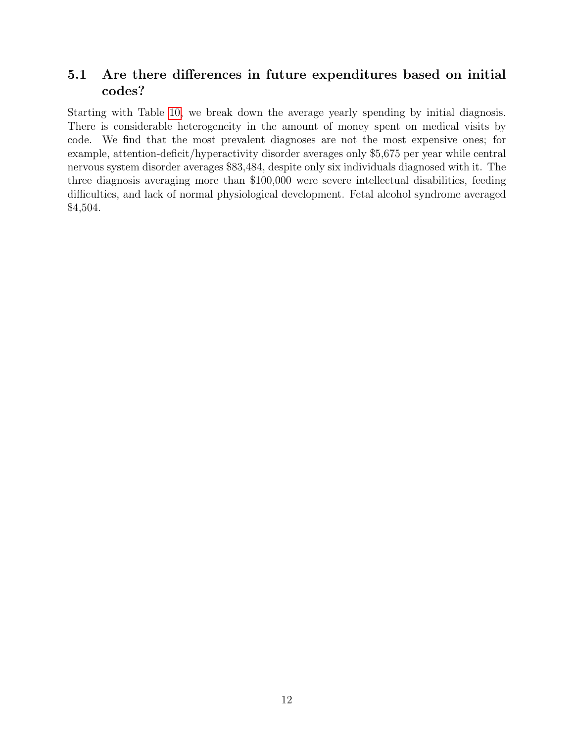### 5.1 Are there differences in future expenditures based on initial codes?

Starting with Table 10, we break down the average yearly spending by initial diagnosis. There is considerable heterogeneity in the amount of money spent on medical visits by code. We find that the most prevalent diagnoses are not the most expensive ones; for example, attention-deficit/hyperactivity disorder averages only $5,675 per year while central nervous system disorder averages $83,484, despite only six individuals diagnosed with it. The three diagnosis averaging more than $100,000 were severe intellectual disabilities, feeding difficulties, and lack of normal physiological development. Fetal alcohol syndrome averaged $4,504.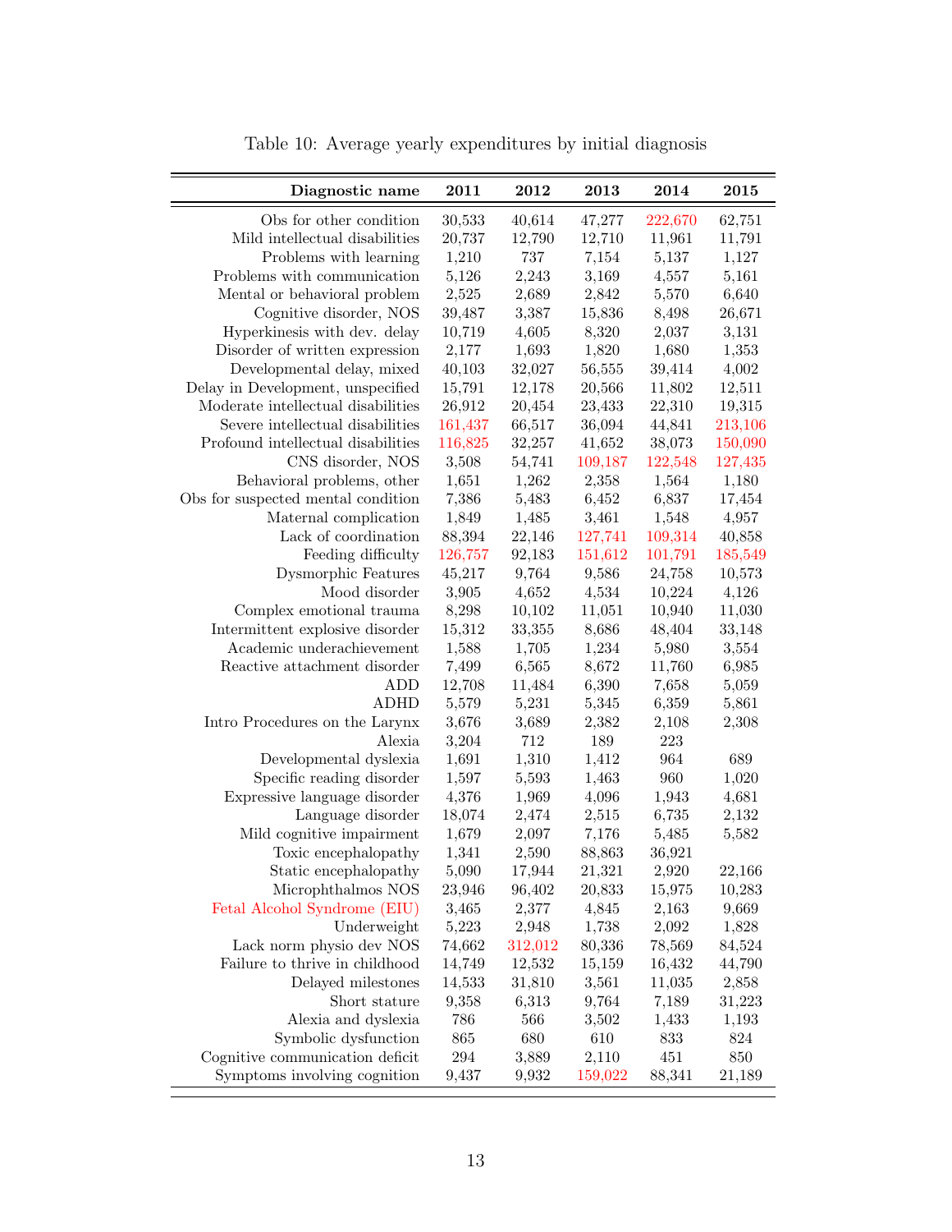Table 10: Average yearly expenditures by initial diagnosis

| Diagnostic name | 2011 | 2012 | 2013 | 2014 | 2015 |
|---|---|---|---|---|---|
| Obs for other condition | 30,533 | 40,614 | 47,277 | 222,670 | 62,751 |
| Mild intellectual disabilities | 20,737 | 12,790 | 12,710 | 11,961 | 11,791 |
| Problems with learning | 1,210 | 737 | 7,154 | 5,137 | 1,127 |
| Problems with communication | 5,126 | 2,243 | 3,169 | 4,557 | 5,161 |
| Mental or behavioral problem | 2,525 | 2,689 | 2,842 | 5,570 | 6,640 |
| Cognitive disorder, NOS | 39,487 | 3,387 | 15,836 | 8,498 | 26,671 |
| Hyperkinesis with dev. delay | 10,719 | 4,605 | 8,320 | 2,037 | 3,131 |
| Disorder of written expression | 2,177 | 1,693 | 1,820 | 1,680 | 1,353 |
| Developmental delay, mixed | 40,103 | 32,027 | 56,555 | 39,414 | 4,002 |
| Delay in Development, unspecified | 15,791 | 12,178 | 20,566 | 11,802 | 12,511 |
| Moderate intellectual disabilities | 26,912 | 20,454 | 23,433 | 22,310 | 19,315 |
| Severe intellectual disabilities | 161,437 | 66,517 | 36,094 | 44,841 | 213,106 |
| Profound intellectual disabilities | 116,825 | 32,257 | 41,652 | 38,073 | 150,090 |
| CNS disorder, NOS | 3,508 | 54,741 | 109,187 | 122,548 | 127,435 |
| Behavioral problems, other | 1,651 | 1,262 | 2,358 | 1,564 | 1,180 |
| Obs for suspected mental condition | 7,386 | 5,483 | 6,452 | 6,837 | 17,454 |
| Maternal complication | 1,849 | 1,485 | 3,461 | 1,548 | 4,957 |
| Lack of coordination | 88,394 | 22,146 | 127,741 | 109,314 | 40,858 |
| Feeding difficulty | 126,757 | 92,183 | 151,612 | 101,791 | 185,549 |
| Dysmorphic Features | 45,217 | 9,764 | 9,586 | 24,758 | 10,573 |
| Mood disorder | 3,905 | 4,652 | 4,534 | 10,224 | 4,126 |
| Complex emotional trauma | 8,298 | 10,102 | 11,051 | 10,940 | 11,030 |
| Intermittent explosive disorder | 15,312 | 33,355 | 8,686 | 48,404 | 33,148 |
| Academic underachievement | 1,588 | 1,705 | 1,234 | 5,980 | 3,554 |
| Reactive attachment disorder | 7,499 | 6,565 | 8,672 | 11,760 | 6,985 |
| ADD | 12,708 | 11,484 | 6,390 | 7,658 | 5,059 |
| ADHD | 5,579 | 5,231 | 5,345 | 6,359 | 5,861 |
| Intro Procedures on the Larynx | 3,676 | 3,689 | 2,382 | 2,108 | 2,308 |
| Alexia | 3,204 | 712 | 189 | 223 | |
| Developmental dyslexia | 1,691 | 1,310 | 1,412 | 964 | 689 |
| Specific reading disorder | 1,597 | 5,593 | 1,463 | 960 | 1,020 |
| Expressive language disorder | 4,376 | 1,969 | 4,096 | 1,943 | 4,681 |
| Language disorder | 18,074 | 2,474 | 2,515 | 6,735 | 2,132 |
| Mild cognitive impairment | 1,679 | 2,097 | 7,176 | 5,485 | 5,582 |
| Toxic encephalopathy | 1,341 | 2,590 | 88,863 | 36,921 | |
| Static encephalopathy | 5,090 | 17,944 | 21,321 | 2,920 | 22,166 |
| Microphthalmos NOS | 23,946 | 96,402 | 20,833 | 15,975 | 10,283 |
| Fetal Alcohol Syndrome (EIU) | 3,465 | 2,377 | 4,845 | 2,163 | 9,669 |
| Underweight | 5,223 | 2,948 | 1,738 | 2,092 | 1,828 |
| Lack norm physio dev NOS | 74,662 | 312,012 | 80,336 | 78,569 | 84,524 |
| Failure to thrive in childhood | 14,749 | 12,532 | 15,159 | 16,432 | 44,790 |
| Delayed milestones | 14,533 | 31,810 | 3,561 | 11,035 | 2,858 |
| Short stature | 9,358 | 6,313 | 9,764 | 7,189 | 31,223 |
| Alexia and dyslexia | 786 | 566 | 3,502 | 1,433 | 1,193 |
| Symbolic dysfunction | 865 | 680 | 610 | 833 | 824 |
| Cognitive communication deficit | 294 | 3,889 | 2,110 | 451 | 850 |
| Symptoms involving cognition | 9,437 | 9,932 | 159,022 | 88,341 | 21,189 |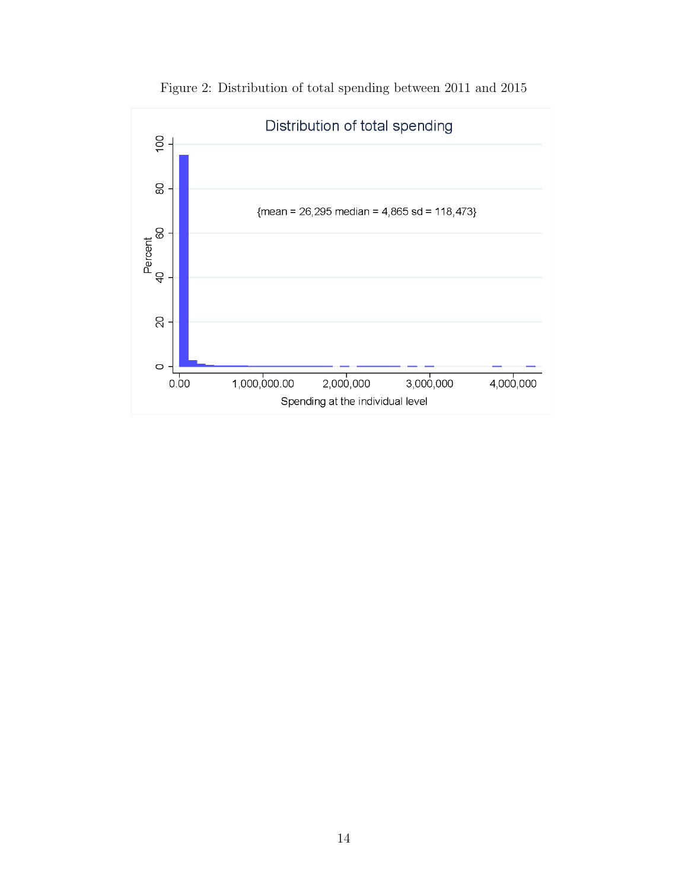Figure 2: Distribution of total spending between 2011 and 2015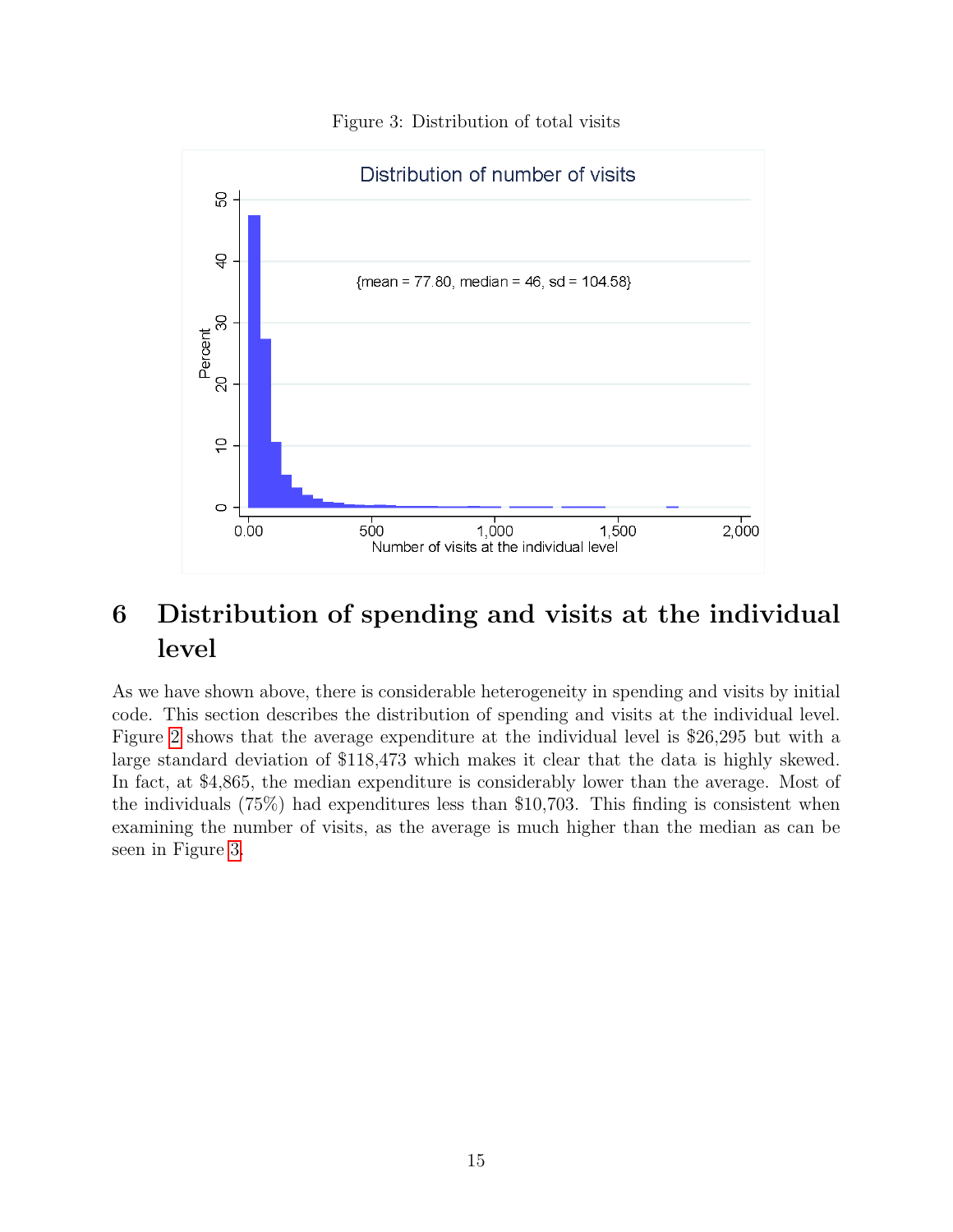Figure 3: Distribution of total visits

## 6 Distribution of spending and visits at the individual level

As we have shown above, there is considerable heterogeneity in spending and visits by initial code. This section describes the distribution of spending and visits at the individual level. Figure 2 shows that the average expenditure at the individual level is $26,295 but with a large standard deviation of $118,473 which makes it clear that the data is highly skewed. In fact, at $4,865, the median expenditure is considerably lower than the average. Most of the individuals (75%) had expenditures less than $10,703. This finding is consistent when examining the number of visits, as the average is much higher than the median as can be seen in Figure 3.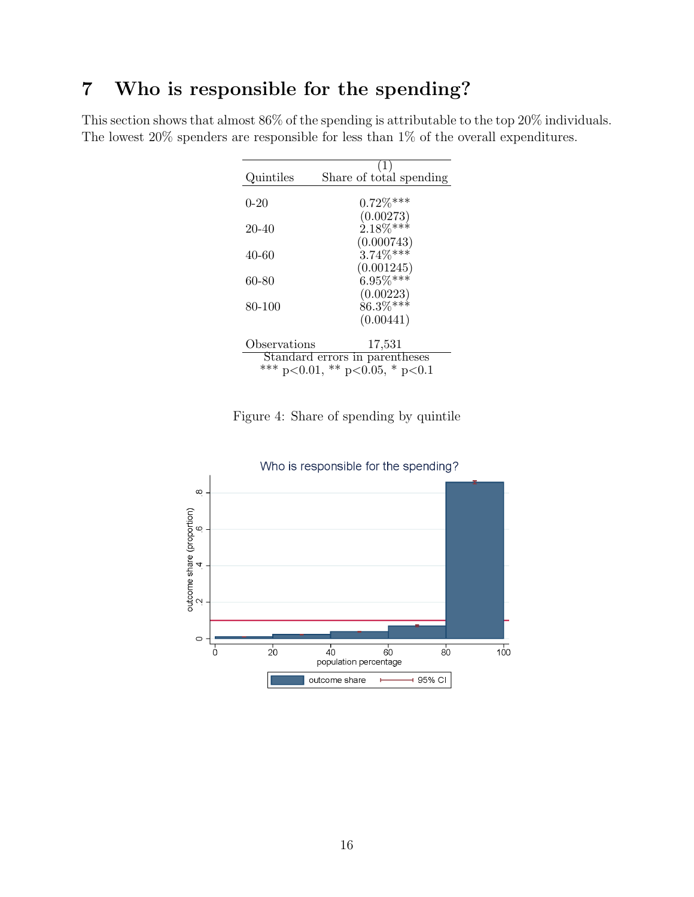# 7 Who is responsible for the spending?

This section shows that almost 86% of the spending is attributable to the top 20% individuals. The lowest 20% spenders are responsible for less than 1% of the overall expenditures.

| Quintiles | (1) Share of total spending |
|---|---|
| 0-20 | 0.72%*** |
| | (0.00273) |
| 20-40 | 2.18%*** |
| | (0.000743) |
| 40-60 | 3.74%*** |
| | (0.001245) |
| 60-80 | 6.95%*** |
| | (0.00223) |
| 80-100 | 86.3%*** |
| | (0.00441) |
| Observations | 17,531 |

Standard errors in parentheses
*** p<0.01, ** p<0.05, * p<0.1

Figure 4: Share of spending by quintile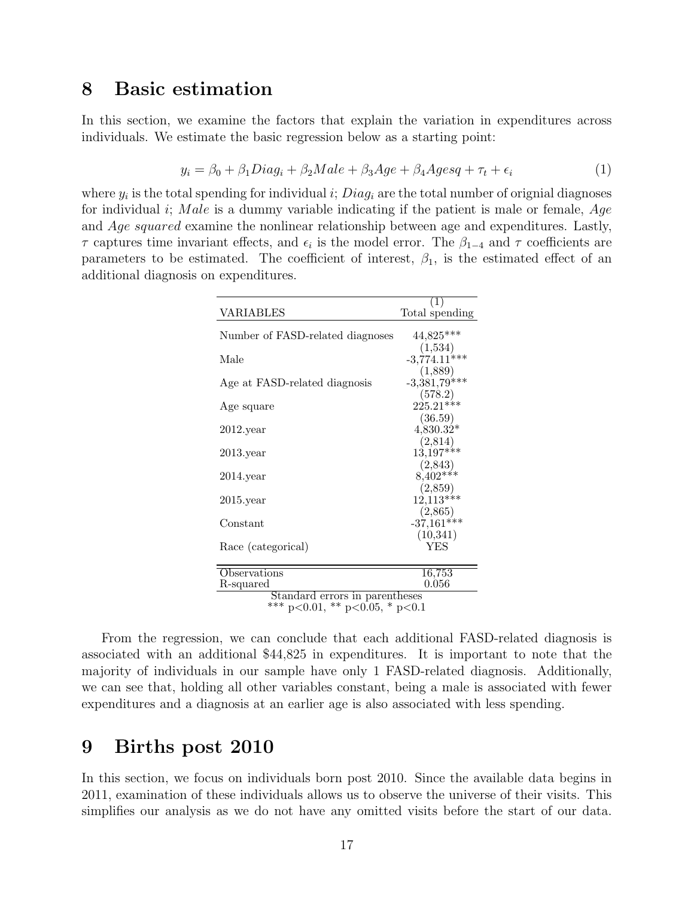## 8 Basic estimation

In this section, we examine the factors that explain the variation in expenditures across individuals. We estimate the basic regression below as a starting point:

$$y_i = \beta_0 + \beta_1 Diag_i + \beta_2 Male + \beta_3 Age + \beta_4 Agesq + \tau_t + \epsilon_i \tag{1}$$

where $y_i$ is the total spending for individual $i$; $Diag_i$ are the total number of orignial diagnoses for individual $i$; $Male$ is a dummy variable indicating if the patient is male or female, $Age$ and *Age squared* examine the nonlinear relationship between age and expenditures. Lastly, $\tau$ captures time invariant effects, and $\epsilon_i$ is the model error. The $\beta_{1-4}$ and $\tau$ coefficients are parameters to be estimated. The coefficient of interest, $\beta_1$, is the estimated effect of an additional diagnosis on expenditures.

| VARIABLES | (1) Total spending |
|---|---|
| Number of FASD-related diagnoses | 44,825*** |
| | (1,534) |
| Male | -3,774.11*** |
| | (1,889) |
| Age at FASD-related diagnosis | -3,381,79*** |
| | (578.2) |
| Age square | 225.21*** |
| | (36.59) |
| 2012.year | 4,830.32* |
| | (2,814) |
| 2013.year | 13,197*** |
| | (2,843) |
| 2014.year | 8,402*** |
| | (2,859) |
| 2015.year | 12,113*** |
| | (2,865) |
| Constant | -37,161*** |
| | (10,341) |
| Race (categorical) | YES |
| Observations | 16,753 |
| R-squared | 0.056 |

Standard errors in parentheses
*** p<0.01, ** p<0.05, * p<0.1

From the regression, we can conclude that each additional FASD-related diagnosis is associated with an additional $44,825 in expenditures. It is important to note that the majority of individuals in our sample have only 1 FASD-related diagnosis. Additionally, we can see that, holding all other variables constant, being a male is associated with fewer expenditures and a diagnosis at an earlier age is also associated with less spending.

## 9 Births post 2010

In this section, we focus on individuals born post 2010. Since the available data begins in 2011, examination of these individuals allows us to observe the universe of their visits. This simplifies our analysis as we do not have any omitted visits before the start of our data.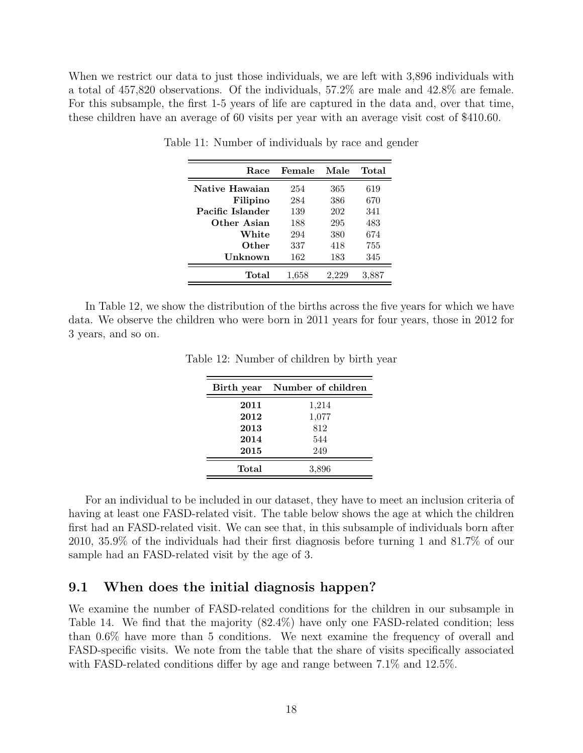When we restrict our data to just those individuals, we are left with 3,896 individuals with a total of 457,820 observations. Of the individuals, 57.2% are male and 42.8% are female. For this subsample, the first 1-5 years of life are captured in the data and, over that time, these children have an average of 60 visits per year with an average visit cost of $410.60.

Table 11: Number of individuals by race and gender

| Race | Female | Male | Total |
|---|---|---|---|
| **Native Hawaiian** | 254 | 365 | 619 |
| **Filipino** | 284 | 386 | 670 |
| **Pacific Islander** | 139 | 202 | 341 |
| **Other Asian** | 188 | 295 | 483 |
| **White** | 294 | 380 | 674 |
| **Other** | 337 | 418 | 755 |
| **Unknown** | 162 | 183 | 345 |
| **Total** | 1,658 | 2,229 | 3,887 |

In Table 12, we show the distribution of the births across the five years for which we have data. We observe the children who were born in 2011 years for four years, those in 2012 for 3 years, and so on.

Table 12: Number of children by birth year

| Birth year | Number of children |
|---|---|
| **2011** | 1,214 |
| **2012** | 1,077 |
| **2013** | 812 |
| **2014** | 544 |
| **2015** | 249 |
| **Total** | 3,896 |

For an individual to be included in our dataset, they have to meet an inclusion criteria of having at least one FASD-related visit. The table below shows the age at which the children first had an FASD-related visit. We can see that, in this subsample of individuals born after 2010, 35.9% of the individuals had their first diagnosis before turning 1 and 81.7% of our sample had an FASD-related visit by the age of 3.

## 9.1 When does the initial diagnosis happen?

We examine the number of FASD-related conditions for the children in our subsample in Table 14. We find that the majority (82.4%) have only one FASD-related condition; less than 0.6% have more than 5 conditions. We next examine the frequency of overall and FASD-specific visits. We note from the table that the share of visits specifically associated with FASD-related conditions differ by age and range between 7.1% and 12.5%.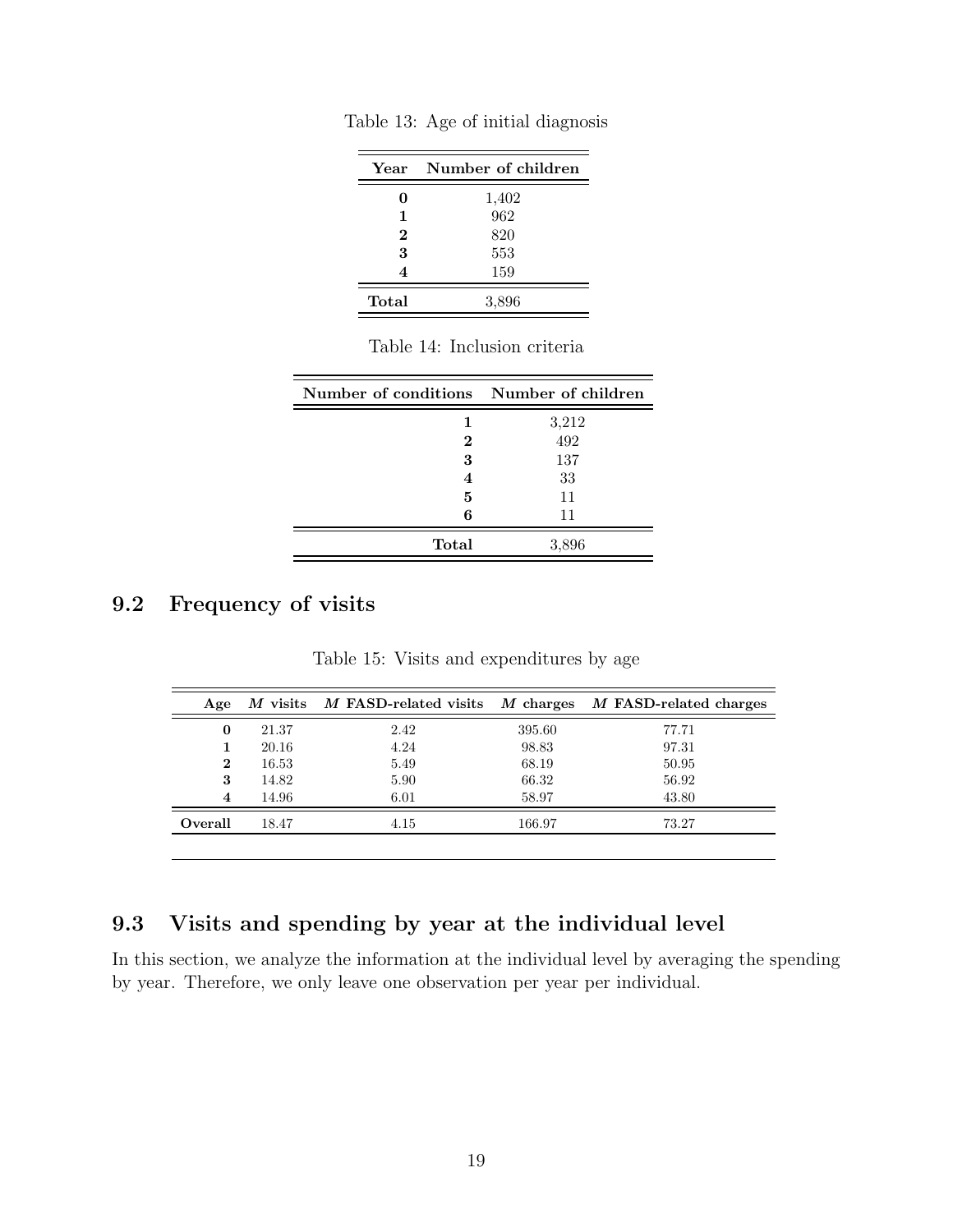Table 13: Age of initial diagnosis

| Year | Number of children |
|---|---|
| **0** | 1,402 |
| **1** | 962 |
| **2** | 820 |
| **3** | 553 |
| **4** | 159 |
| **Total** | 3,896 |

Table 14: Inclusion criteria

| Number of conditions | Number of children |
|---|---|
| **1** | 3,212 |
| **2** | 492 |
| **3** | 137 |
| **4** | 33 |
| **5** | 11 |
| **6** | 11 |
| **Total** | 3,896 |

## 9.2 Frequency of visits

Table 15: Visits and expenditures by age

| Age | *M* visits | *M* FASD-related visits | *M* charges | *M* FASD-related charges |
|---|---|---|---|---|
| **0** | 21.37 | 2.42 | 395.60 | 77.71 |
| **1** | 20.16 | 4.24 | 98.83 | 97.31 |
| **2** | 16.53 | 5.49 | 68.19 | 50.95 |
| **3** | 14.82 | 5.90 | 66.32 | 56.92 |
| **4** | 14.96 | 6.01 | 58.97 | 43.80 |
| **Overall** | 18.47 | 4.15 | 166.97 | 73.27 |

## 9.3 Visits and spending by year at the individual level

In this section, we analyze the information at the individual level by averaging the spending by year. Therefore, we only leave one observation per year per individual.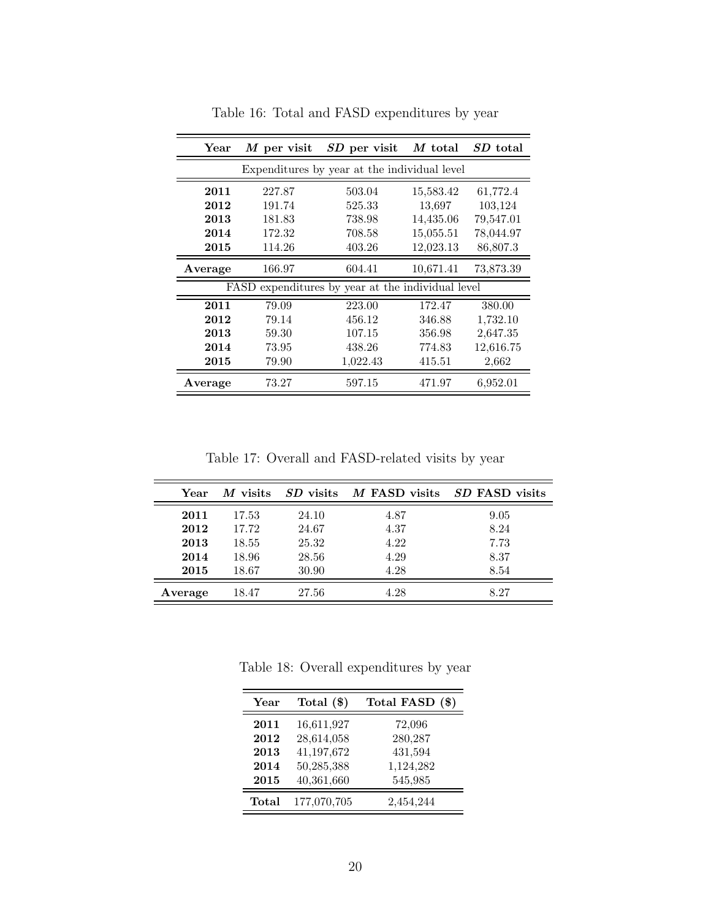Table 16: Total and FASD expenditures by year

| Year | *M* per visit | *SD* per visit | *M* total | *SD* total |
|---|---|---|---|---|
| Expenditures by year at the individual level | | | | |
| **2011** | 227.87 | 503.04 | 15,583.42 | 61,772.4 |
| **2012** | 191.74 | 525.33 | 13,697 | 103,124 |
| **2013** | 181.83 | 738.98 | 14,435.06 | 79,547.01 |
| **2014** | 172.32 | 708.58 | 15,055.51 | 78,044.97 |
| **2015** | 114.26 | 403.26 | 12,023.13 | 86,807.3 |
| **Average** | 166.97 | 604.41 | 10,671.41 | 73,873.39 |
| FASD expenditures by year at the individual level | | | | |
| **2011** | 79.09 | 223.00 | 172.47 | 380.00 |
| **2012** | 79.14 | 456.12 | 346.88 | 1,732.10 |
| **2013** | 59.30 | 107.15 | 356.98 | 2,647.35 |
| **2014** | 73.95 | 438.26 | 774.83 | 12,616.75 |
| **2015** | 79.90 | 1,022.43 | 415.51 | 2,662 |
| **Average** | 73.27 | 597.15 | 471.97 | 6,952.01 |

Table 17: Overall and FASD-related visits by year

| Year | *M* visits | *SD* visits | *M* FASD visits | *SD* FASD visits |
|---|---|---|---|---|
| **2011** | 17.53 | 24.10 | 4.87 | 9.05 |
| **2012** | 17.72 | 24.67 | 4.37 | 8.24 |
| **2013** | 18.55 | 25.32 | 4.22 | 7.73 |
| **2014** | 18.96 | 28.56 | 4.29 | 8.37 |
| **2015** | 18.67 | 30.90 | 4.28 | 8.54 |
| **Average** | 18.47 | 27.56 | 4.28 | 8.27 |

Table 18: Overall expenditures by year

| Year | Total ($) | Total FASD ($) |
|---|---|---|
| **2011** | 16,611,927 | 72,096 |
| **2012** | 28,614,058 | 280,287 |
| **2013** | 41,197,672 | 431,594 |
| **2014** | 50,285,388 | 1,124,282 |
| **2015** | 40,361,660 | 545,985 |
| **Total** | 177,070,705 | 2,454,244 |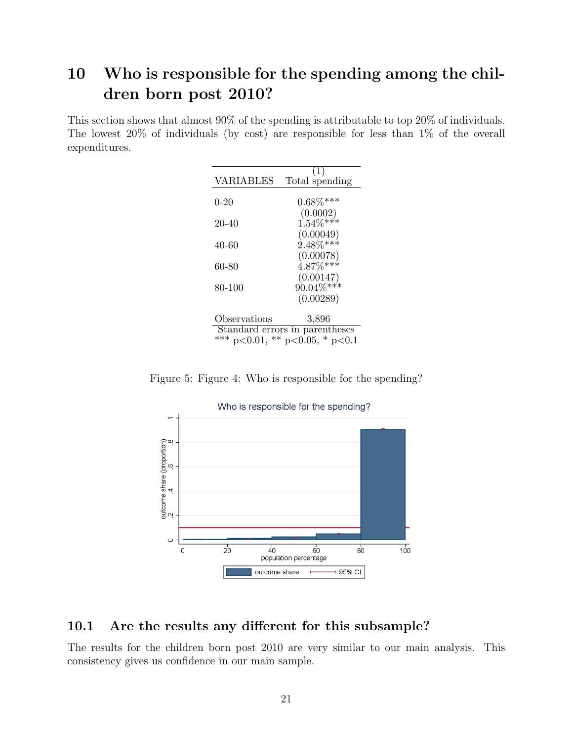# 10 Who is responsible for the spending among the children born post 2010?

This section shows that almost 90% of the spending is attributable to top 20% of individuals. The lowest 20% of individuals (by cost) are responsible for less than 1% of the overall expenditures.

| VARIABLES | (1) Total spending |
|---|---|
| 0-20 | 0.68%*** |
| | (0.0002) |
| 20-40 | 1.54%*** |
| | (0.00049) |
| 40-60 | 2.48%*** |
| | (0.00078) |
| 60-80 | 4.87%*** |
| | (0.00147) |
| 80-100 | 90.04%*** |
| | (0.00289) |
| Observations | 3,896 |

Standard errors in parentheses
*** p<0.01, ** p<0.05, * p<0.1

Figure 5: Figure 4: Who is responsible for the spending?

## 10.1 Are the results any different for this subsample?

The results for the children born post 2010 are very similar to our main analysis. This consistency gives us confidence in our main sample.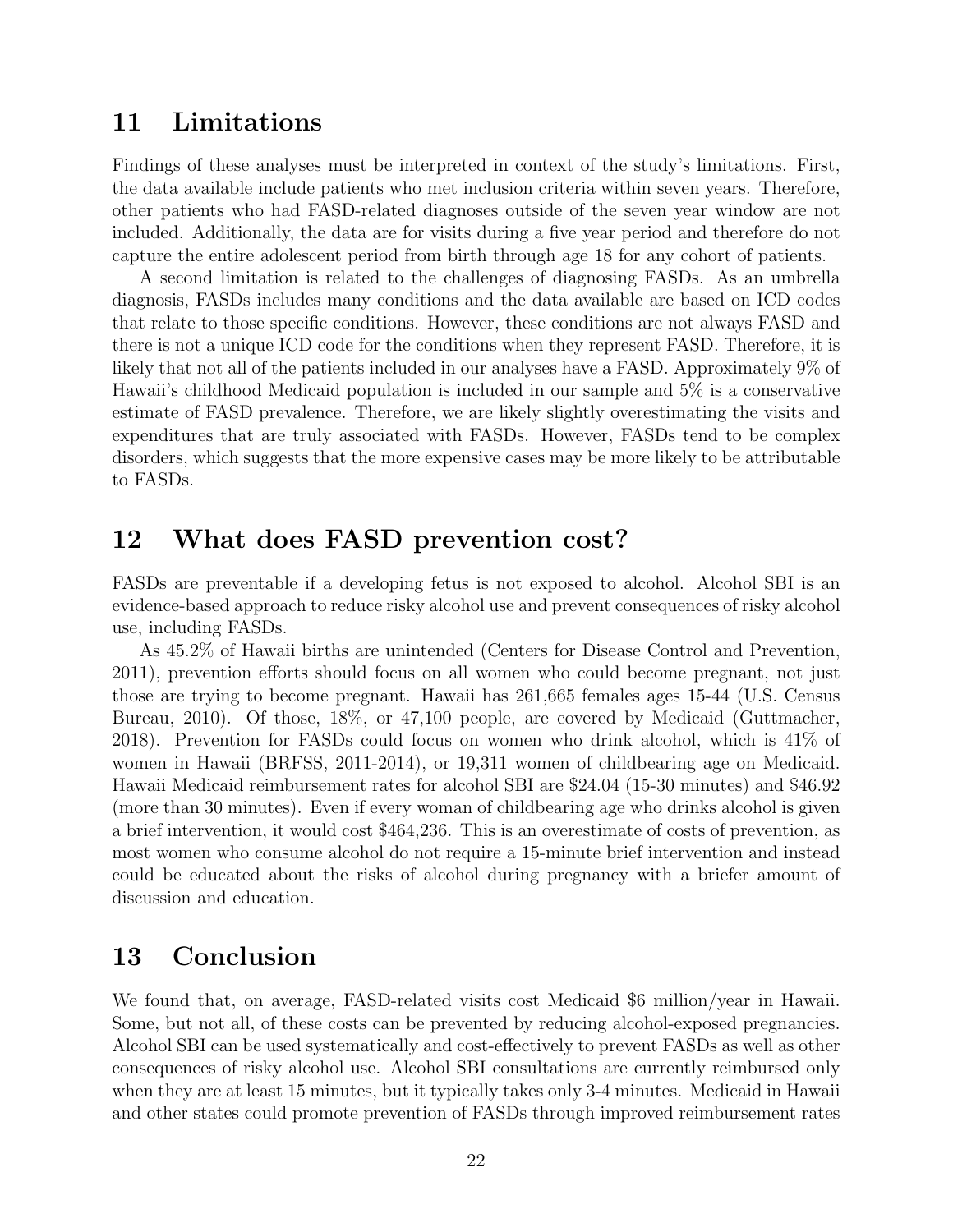## 11 Limitations

Findings of these analyses must be interpreted in context of the study's limitations. First, the data available include patients who met inclusion criteria within seven years. Therefore, other patients who had FASD-related diagnoses outside of the seven year window are not included. Additionally, the data are for visits during a five year period and therefore do not capture the entire adolescent period from birth through age 18 for any cohort of patients.

A second limitation is related to the challenges of diagnosing FASDs. As an umbrella diagnosis, FASDs includes many conditions and the data available are based on ICD codes that relate to those specific conditions. However, these conditions are not always FASD and there is not a unique ICD code for the conditions when they represent FASD. Therefore, it is likely that not all of the patients included in our analyses have a FASD. Approximately 9% of Hawaii's childhood Medicaid population is included in our sample and 5% is a conservative estimate of FASD prevalence. Therefore, we are likely slightly overestimating the visits and expenditures that are truly associated with FASDs. However, FASDs tend to be complex disorders, which suggests that the more expensive cases may be more likely to be attributable to FASDs.

## 12 What does FASD prevention cost?

FASDs are preventable if a developing fetus is not exposed to alcohol. Alcohol SBI is an evidence-based approach to reduce risky alcohol use and prevent consequences of risky alcohol use, including FASDs.

As 45.2% of Hawaii births are unintended (Centers for Disease Control and Prevention, 2011), prevention efforts should focus on all women who could become pregnant, not just those are trying to become pregnant. Hawaii has 261,665 females ages 15-44 (U.S. Census Bureau, 2010). Of those, 18%, or 47,100 people, are covered by Medicaid (Guttmacher, 2018). Prevention for FASDs could focus on women who drink alcohol, which is 41% of women in Hawaii (BRFSS, 2011-2014), or 19,311 women of childbearing age on Medicaid. Hawaii Medicaid reimbursement rates for alcohol SBI are $24.04 (15-30 minutes) and $46.92 (more than 30 minutes). Even if every woman of childbearing age who drinks alcohol is given a brief intervention, it would cost $464,236. This is an overestimate of costs of prevention, as most women who consume alcohol do not require a 15-minute brief intervention and instead could be educated about the risks of alcohol during pregnancy with a briefer amount of discussion and education.

## 13 Conclusion

We found that, on average, FASD-related visits cost Medicaid $6 million/year in Hawaii. Some, but not all, of these costs can be prevented by reducing alcohol-exposed pregnancies. Alcohol SBI can be used systematically and cost-effectively to prevent FASDs as well as other consequences of risky alcohol use. Alcohol SBI consultations are currently reimbursed only when they are at least 15 minutes, but it typically takes only 3-4 minutes. Medicaid in Hawaii and other states could promote prevention of FASDs through improved reimbursement rates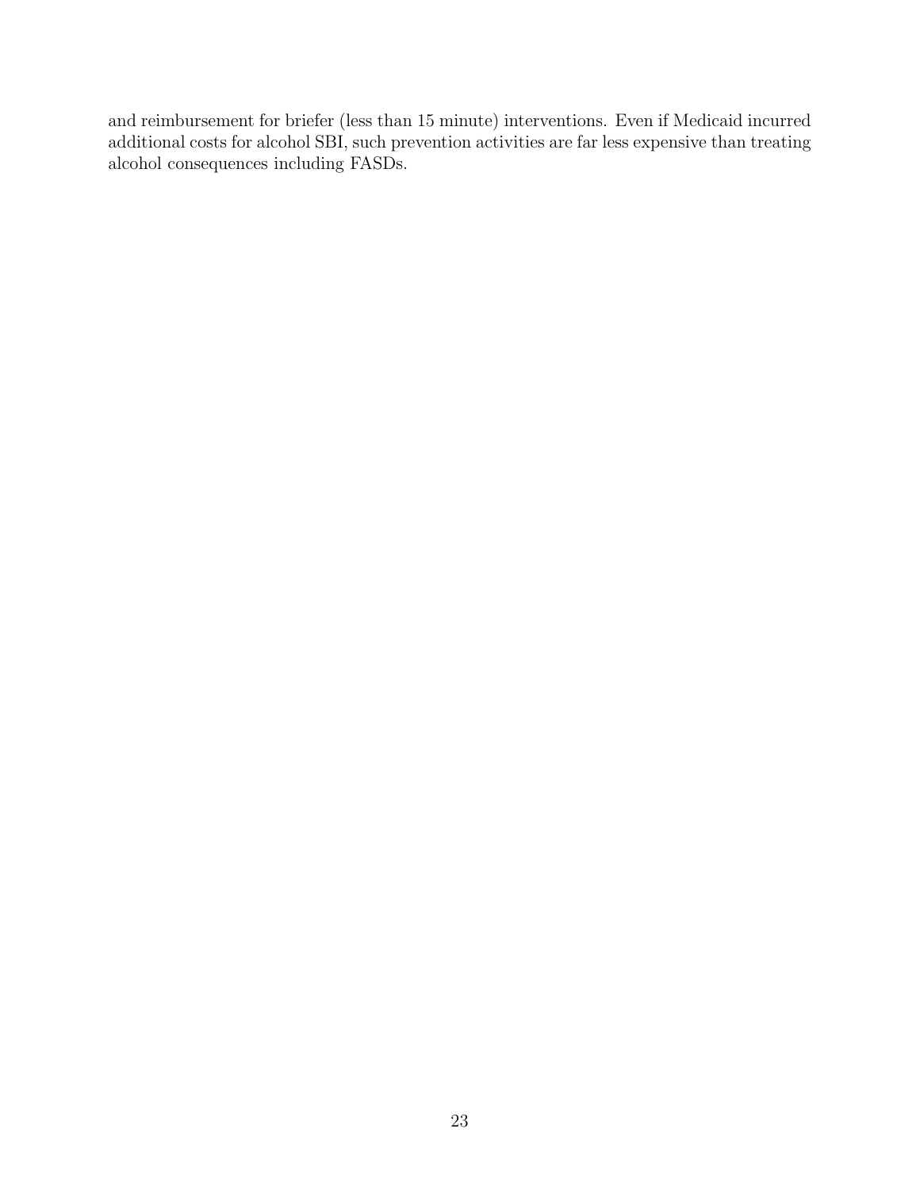and reimbursement for briefer (less than 15 minute) interventions. Even if Medicaid incurred additional costs for alcohol SBI, such prevention activities are far less expensive than treating alcohol consequences including FASDs.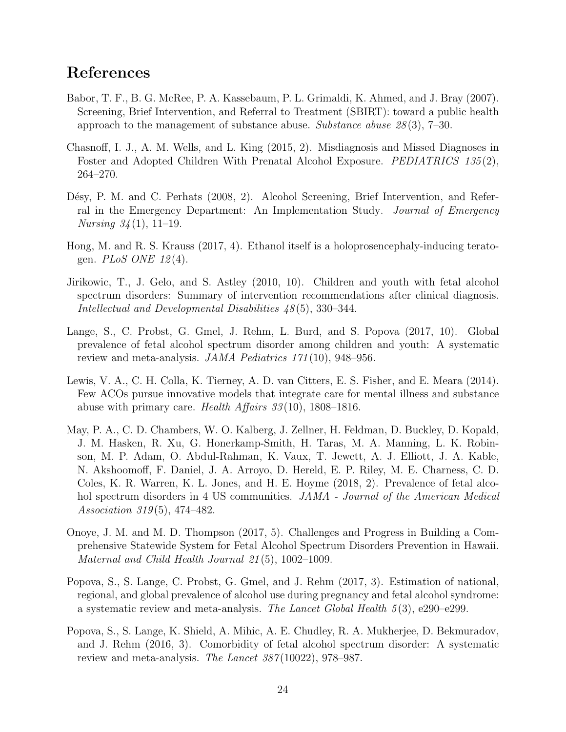# References

Babor, T. F., B. G. McRee, P. A. Kassebaum, P. L. Grimaldi, K. Ahmed, and J. Bray (2007). Screening, Brief Intervention, and Referral to Treatment (SBIRT): toward a public health approach to the management of substance abuse. *Substance abuse 28*(3), 7–30.

Chasnoff, I. J., A. M. Wells, and L. King (2015, 2). Misdiagnosis and Missed Diagnoses in Foster and Adopted Children With Prenatal Alcohol Exposure. *PEDIATRICS 135*(2), 264–270.

Désy, P. M. and C. Perhats (2008, 2). Alcohol Screening, Brief Intervention, and Referral in the Emergency Department: An Implementation Study. *Journal of Emergency Nursing 34*(1), 11–19.

Hong, M. and R. S. Krauss (2017, 4). Ethanol itself is a holoprosencephaly-inducing teratogen. *PLoS ONE 12*(4).

Jirikowic, T., J. Gelo, and S. Astley (2010, 10). Children and youth with fetal alcohol spectrum disorders: Summary of intervention recommendations after clinical diagnosis. *Intellectual and Developmental Disabilities 48*(5), 330–344.

Lange, S., C. Probst, G. Gmel, J. Rehm, L. Burd, and S. Popova (2017, 10). Global prevalence of fetal alcohol spectrum disorder among children and youth: A systematic review and meta-analysis. *JAMA Pediatrics 171*(10), 948–956.

Lewis, V. A., C. H. Colla, K. Tierney, A. D. van Citters, E. S. Fisher, and E. Meara (2014). Few ACOs pursue innovative models that integrate care for mental illness and substance abuse with primary care. *Health Affairs 33*(10), 1808–1816.

May, P. A., C. D. Chambers, W. O. Kalberg, J. Zellner, H. Feldman, D. Buckley, D. Kopald, J. M. Hasken, R. Xu, G. Honerkamp-Smith, H. Taras, M. A. Manning, L. K. Robinson, M. P. Adam, O. Abdul-Rahman, K. Vaux, T. Jewett, A. J. Elliott, J. A. Kable, N. Akshoomoff, F. Daniel, J. A. Arroyo, D. Hereld, E. P. Riley, M. E. Charness, C. D. Coles, K. R. Warren, K. L. Jones, and H. E. Hoyme (2018, 2). Prevalence of fetal alcohol spectrum disorders in 4 US communities. *JAMA - Journal of the American Medical Association 319*(5), 474–482.

Onoye, J. M. and M. D. Thompson (2017, 5). Challenges and Progress in Building a Comprehensive Statewide System for Fetal Alcohol Spectrum Disorders Prevention in Hawaii. *Maternal and Child Health Journal 21*(5), 1002–1009.

Popova, S., S. Lange, C. Probst, G. Gmel, and J. Rehm (2017, 3). Estimation of national, regional, and global prevalence of alcohol use during pregnancy and fetal alcohol syndrome: a systematic review and meta-analysis. *The Lancet Global Health 5*(3), e290–e299.

Popova, S., S. Lange, K. Shield, A. Mihic, A. E. Chudley, R. A. Mukherjee, D. Bekmuradov, and J. Rehm (2016, 3). Comorbidity of fetal alcohol spectrum disorder: A systematic review and meta-analysis. *The Lancet 387*(10022), 978–987.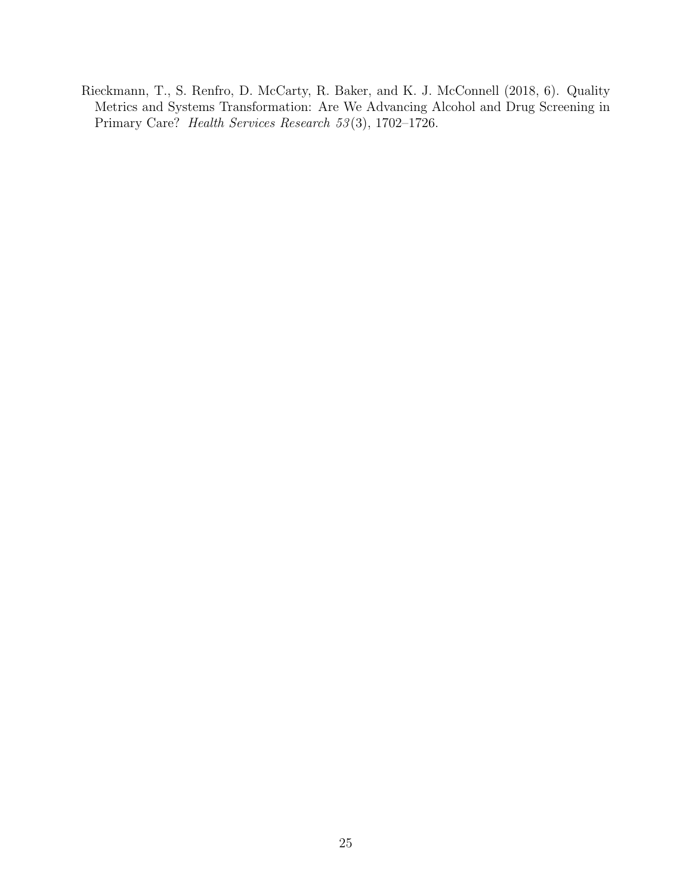Rieckmann, T., S. Renfro, D. McCarty, R. Baker, and K. J. McConnell (2018, 6). Quality Metrics and Systems Transformation: Are We Advancing Alcohol and Drug Screening in Primary Care? *Health Services Research 53*(3), 1702–1726.